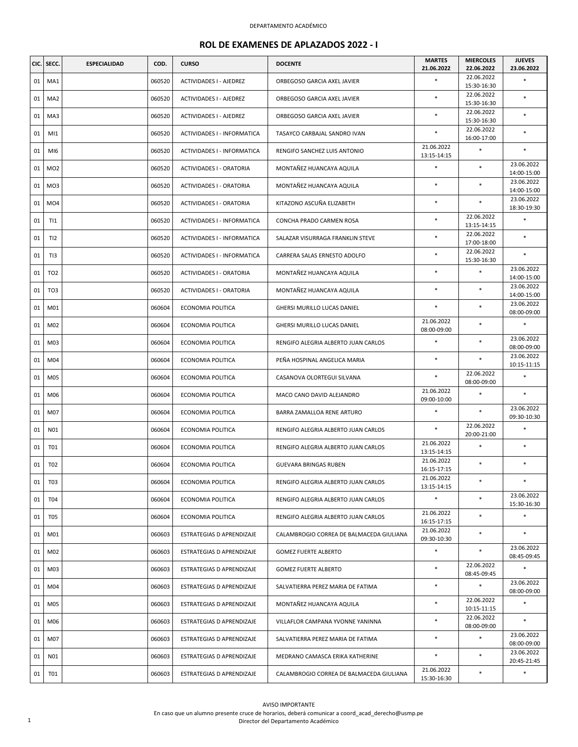DEPARTAMENTO ACADÉMICO

## ROL DE EXAMENES DE APLAZADOS 2022 - I

| CIC. | SECC. | ESPECIALIDAD | COD. | CURSO | DOCENTE | MARTES 21.06.2022 | MIERCOLES 22.06.2022 | JUEVES 23.06.2022 |
|---|---|---|---|---|---|---|---|---|
| 01 | MA1 | | 060520 | ACTIVIDADES I - AJEDREZ | ORBEGOSO GARCIA AXEL JAVIER | * | 22.06.2022 15:30-16:30 | * |
| 01 | MA2 | | 060520 | ACTIVIDADES I - AJEDREZ | ORBEGOSO GARCIA AXEL JAVIER | * | 22.06.2022 15:30-16:30 | * |
| 01 | MA3 | | 060520 | ACTIVIDADES I - AJEDREZ | ORBEGOSO GARCIA AXEL JAVIER | * | 22.06.2022 15:30-16:30 | * |
| 01 | MI1 | | 060520 | ACTIVIDADES I - INFORMATICA | TASAYCO CARBAJAL SANDRO IVAN | * | 22.06.2022 16:00-17:00 | * |
| 01 | MI6 | | 060520 | ACTIVIDADES I - INFORMATICA | RENGIFO SANCHEZ LUIS ANTONIO | 21.06.2022 13:15-14:15 | * | * |
| 01 | MO2 | | 060520 | ACTIVIDADES I - ORATORIA | MONTAÑEZ HUANCAYA AQUILA | * | * | 23.06.2022 14:00-15:00 |
| 01 | MO3 | | 060520 | ACTIVIDADES I - ORATORIA | MONTAÑEZ HUANCAYA AQUILA | * | * | 23.06.2022 14:00-15:00 |
| 01 | MO4 | | 060520 | ACTIVIDADES I - ORATORIA | KITAZONO ASCUÑA ELIZABETH | * | * | 23.06.2022 18:30-19:30 |
| 01 | TI1 | | 060520 | ACTIVIDADES I - INFORMATICA | CONCHA PRADO CARMEN ROSA | * | 22.06.2022 13:15-14:15 | * |
| 01 | TI2 | | 060520 | ACTIVIDADES I - INFORMATICA | SALAZAR VISURRAGA FRANKLIN STEVE | * | 22.06.2022 17:00-18:00 | * |
| 01 | TI3 | | 060520 | ACTIVIDADES I - INFORMATICA | CARRERA SALAS ERNESTO ADOLFO | * | 22.06.2022 15:30-16:30 | * |
| 01 | TO2 | | 060520 | ACTIVIDADES I - ORATORIA | MONTAÑEZ HUANCAYA AQUILA | * | * | 23.06.2022 14:00-15:00 |
| 01 | TO3 | | 060520 | ACTIVIDADES I - ORATORIA | MONTAÑEZ HUANCAYA AQUILA | * | * | 23.06.2022 14:00-15:00 |
| 01 | M01 | | 060604 | ECONOMIA POLITICA | GHERSI MURILLO LUCAS DANIEL | * | * | 23.06.2022 08:00-09:00 |
| 01 | M02 | | 060604 | ECONOMIA POLITICA | GHERSI MURILLO LUCAS DANIEL | 21.06.2022 08:00-09:00 | * | * |
| 01 | M03 | | 060604 | ECONOMIA POLITICA | RENGIFO ALEGRIA ALBERTO JUAN CARLOS | * | * | 23.06.2022 08:00-09:00 |
| 01 | M04 | | 060604 | ECONOMIA POLITICA | PEÑA HOSPINAL ANGELICA MARIA | * | * | 23.06.2022 10:15-11:15 |
| 01 | M05 | | 060604 | ECONOMIA POLITICA | CASANOVA OLORTEGUI SILVANA | * | 22.06.2022 08:00-09:00 | * |
| 01 | M06 | | 060604 | ECONOMIA POLITICA | MACO CANO DAVID ALEJANDRO | 21.06.2022 09:00-10:00 | * | * |
| 01 | M07 | | 060604 | ECONOMIA POLITICA | BARRA ZAMALLOA RENE ARTURO | * | * | 23.06.2022 09:30-10:30 |
| 01 | N01 | | 060604 | ECONOMIA POLITICA | RENGIFO ALEGRIA ALBERTO JUAN CARLOS | * | 22.06.2022 20:00-21:00 | * |
| 01 | T01 | | 060604 | ECONOMIA POLITICA | RENGIFO ALEGRIA ALBERTO JUAN CARLOS | 21.06.2022 13:15-14:15 | * | * |
| 01 | T02 | | 060604 | ECONOMIA POLITICA | GUEVARA BRINGAS RUBEN | 21.06.2022 16:15-17:15 | * | * |
| 01 | T03 | | 060604 | ECONOMIA POLITICA | RENGIFO ALEGRIA ALBERTO JUAN CARLOS | 21.06.2022 13:15-14:15 | * | * |
| 01 | T04 | | 060604 | ECONOMIA POLITICA | RENGIFO ALEGRIA ALBERTO JUAN CARLOS | * | * | 23.06.2022 15:30-16:30 |
| 01 | T05 | | 060604 | ECONOMIA POLITICA | RENGIFO ALEGRIA ALBERTO JUAN CARLOS | 21.06.2022 16:15-17:15 | * | * |
| 01 | M01 | | 060603 | ESTRATEGIAS D APRENDIZAJE | CALAMBROGIO CORREA DE BALMACEDA GIULIANA | 21.06.2022 09:30-10:30 | * | * |
| 01 | M02 | | 060603 | ESTRATEGIAS D APRENDIZAJE | GOMEZ FUERTE ALBERTO | * | * | 23.06.2022 08:45-09:45 |
| 01 | M03 | | 060603 | ESTRATEGIAS D APRENDIZAJE | GOMEZ FUERTE ALBERTO | * | 22.06.2022 08:45-09:45 | * |
| 01 | M04 | | 060603 | ESTRATEGIAS D APRENDIZAJE | SALVATIERRA PEREZ MARIA DE FATIMA | * | * | 23.06.2022 08:00-09:00 |
| 01 | M05 | | 060603 | ESTRATEGIAS D APRENDIZAJE | MONTAÑEZ HUANCAYA AQUILA | * | 22.06.2022 10:15-11:15 | * |
| 01 | M06 | | 060603 | ESTRATEGIAS D APRENDIZAJE | VILLAFLOR CAMPANA YVONNE YANINNA | * | 22.06.2022 08:00-09:00 | * |
| 01 | M07 | | 060603 | ESTRATEGIAS D APRENDIZAJE | SALVATIERRA PEREZ MARIA DE FATIMA | * | * | 23.06.2022 08:00-09:00 |
| 01 | N01 | | 060603 | ESTRATEGIAS D APRENDIZAJE | MEDRANO CAMASCA ERIKA KATHERINE | * | * | 23.06.2022 20:45-21:45 |
| 01 | T01 | | 060603 | ESTRATEGIAS D APRENDIZAJE | CALAMBROGIO CORREA DE BALMACEDA GIULIANA | 21.06.2022 15:30-16:30 | * | * |

AVISO IMPORTANTE

En caso que un alumno presente cruce de horarios, deberá comunicar a coord_acad_derecho@usmp.pe

Director del Departamento Académico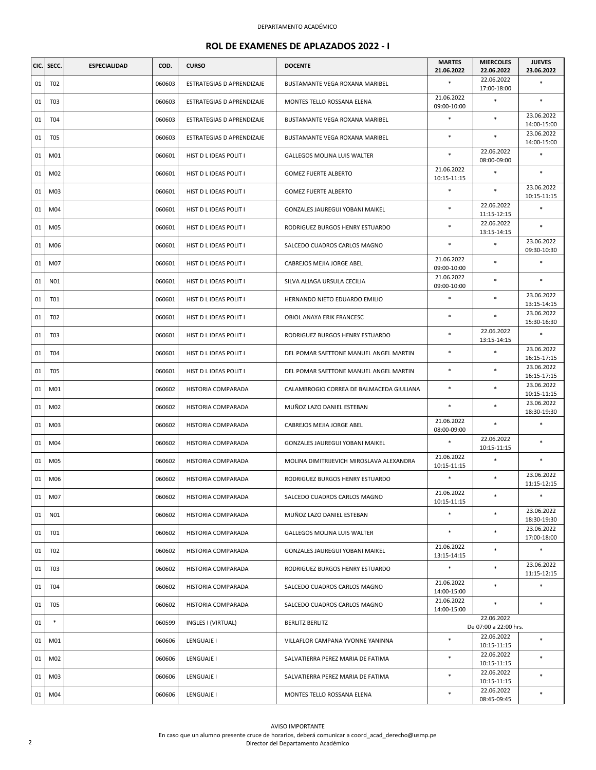DEPARTAMENTO ACADÉMICO

## ROL DE EXAMENES DE APLAZADOS 2022 - I

| CIC. | SECC. | ESPECIALIDAD | COD. | CURSO | DOCENTE | MARTES 21.06.2022 | MIERCOLES 22.06.2022 | JUEVES 23.06.2022 |
|---|---|---|---|---|---|---|---|---|
| 01 | T02 | | 060603 | ESTRATEGIAS D APRENDIZAJE | BUSTAMANTE VEGA ROXANA MARIBEL | * | 22.06.2022 17:00-18:00 | * |
| 01 | T03 | | 060603 | ESTRATEGIAS D APRENDIZAJE | MONTES TELLO ROSSANA ELENA | 21.06.2022 09:00-10:00 | * | * |
| 01 | T04 | | 060603 | ESTRATEGIAS D APRENDIZAJE | BUSTAMANTE VEGA ROXANA MARIBEL | * | * | 23.06.2022 14:00-15:00 |
| 01 | T05 | | 060603 | ESTRATEGIAS D APRENDIZAJE | BUSTAMANTE VEGA ROXANA MARIBEL | * | * | 23.06.2022 14:00-15:00 |
| 01 | M01 | | 060601 | HIST D L IDEAS POLIT I | GALLEGOS MOLINA LUIS WALTER | * | 22.06.2022 08:00-09:00 | * |
| 01 | M02 | | 060601 | HIST D L IDEAS POLIT I | GOMEZ FUERTE ALBERTO | 21.06.2022 10:15-11:15 | * | * |
| 01 | M03 | | 060601 | HIST D L IDEAS POLIT I | GOMEZ FUERTE ALBERTO | * | * | 23.06.2022 10:15-11:15 |
| 01 | M04 | | 060601 | HIST D L IDEAS POLIT I | GONZALES JAUREGUI YOBANI MAIKEL | * | 22.06.2022 11:15-12:15 | * |
| 01 | M05 | | 060601 | HIST D L IDEAS POLIT I | RODRIGUEZ BURGOS HENRY ESTUARDO | * | 22.06.2022 13:15-14:15 | * |
| 01 | M06 | | 060601 | HIST D L IDEAS POLIT I | SALCEDO CUADROS CARLOS MAGNO | * | * | 23.06.2022 09:30-10:30 |
| 01 | M07 | | 060601 | HIST D L IDEAS POLIT I | CABREJOS MEJIA JORGE ABEL | 21.06.2022 09:00-10:00 | * | * |
| 01 | N01 | | 060601 | HIST D L IDEAS POLIT I | SILVA ALIAGA URSULA CECILIA | 21.06.2022 09:00-10:00 | * | * |
| 01 | T01 | | 060601 | HIST D L IDEAS POLIT I | HERNANDO NIETO EDUARDO EMILIO | * | * | 23.06.2022 13:15-14:15 |
| 01 | T02 | | 060601 | HIST D L IDEAS POLIT I | OBIOL ANAYA ERIK FRANCESC | * | * | 23.06.2022 15:30-16:30 |
| 01 | T03 | | 060601 | HIST D L IDEAS POLIT I | RODRIGUEZ BURGOS HENRY ESTUARDO | * | 22.06.2022 13:15-14:15 | * |
| 01 | T04 | | 060601 | HIST D L IDEAS POLIT I | DEL POMAR SAETTONE MANUEL ANGEL MARTIN | * | * | 23.06.2022 16:15-17:15 |
| 01 | T05 | | 060601 | HIST D L IDEAS POLIT I | DEL POMAR SAETTONE MANUEL ANGEL MARTIN | * | * | 23.06.2022 16:15-17:15 |
| 01 | M01 | | 060602 | HISTORIA COMPARADA | CALAMBROGIO CORREA DE BALMACEDA GIULIANA | * | * | 23.06.2022 10:15-11:15 |
| 01 | M02 | | 060602 | HISTORIA COMPARADA | MUÑOZ LAZO DANIEL ESTEBAN | * | * | 23.06.2022 18:30-19:30 |
| 01 | M03 | | 060602 | HISTORIA COMPARADA | CABREJOS MEJIA JORGE ABEL | 21.06.2022 08:00-09:00 | * | * |
| 01 | M04 | | 060602 | HISTORIA COMPARADA | GONZALES JAUREGUI YOBANI MAIKEL | * | 22.06.2022 10:15-11:15 | * |
| 01 | M05 | | 060602 | HISTORIA COMPARADA | MOLINA DIMITRIJEVICH MIROSLAVA ALEXANDRA | 21.06.2022 10:15-11:15 | * | * |
| 01 | M06 | | 060602 | HISTORIA COMPARADA | RODRIGUEZ BURGOS HENRY ESTUARDO | * | * | 23.06.2022 11:15-12:15 |
| 01 | M07 | | 060602 | HISTORIA COMPARADA | SALCEDO CUADROS CARLOS MAGNO | 21.06.2022 10:15-11:15 | * | * |
| 01 | N01 | | 060602 | HISTORIA COMPARADA | MUÑOZ LAZO DANIEL ESTEBAN | * | * | 23.06.2022 18:30-19:30 |
| 01 | T01 | | 060602 | HISTORIA COMPARADA | GALLEGOS MOLINA LUIS WALTER | * | * | 23.06.2022 17:00-18:00 |
| 01 | T02 | | 060602 | HISTORIA COMPARADA | GONZALES JAUREGUI YOBANI MAIKEL | 21.06.2022 13:15-14:15 | * | * |
| 01 | T03 | | 060602 | HISTORIA COMPARADA | RODRIGUEZ BURGOS HENRY ESTUARDO | * | * | 23.06.2022 11:15-12:15 |
| 01 | T04 | | 060602 | HISTORIA COMPARADA | SALCEDO CUADROS CARLOS MAGNO | 21.06.2022 14:00-15:00 | * | * |
| 01 | T05 | | 060602 | HISTORIA COMPARADA | SALCEDO CUADROS CARLOS MAGNO | 21.06.2022 14:00-15:00 | * | * |
| 01 | * | | 060599 | INGLES I (VIRTUAL) | BERLITZ BERLITZ | | 22.06.2022 De 07:00 a 22:00 hrs. | |
| 01 | M01 | | 060606 | LENGUAJE I | VILLAFLOR CAMPANA YVONNE YANINNA | * | 22.06.2022 10:15-11:15 | * |
| 01 | M02 | | 060606 | LENGUAJE I | SALVATIERRA PEREZ MARIA DE FATIMA | * | 22.06.2022 10:15-11:15 | * |
| 01 | M03 | | 060606 | LENGUAJE I | SALVATIERRA PEREZ MARIA DE FATIMA | * | 22.06.2022 10:15-11:15 | * |
| 01 | M04 | | 060606 | LENGUAJE I | MONTES TELLO ROSSANA ELENA | * | 22.06.2022 08:45-09:45 | * |

AVISO IMPORTANTE
En caso que un alumno presente cruce de horarios, deberá comunicar a coord_acad_derecho@usmp.pe
Director del Departamento Académico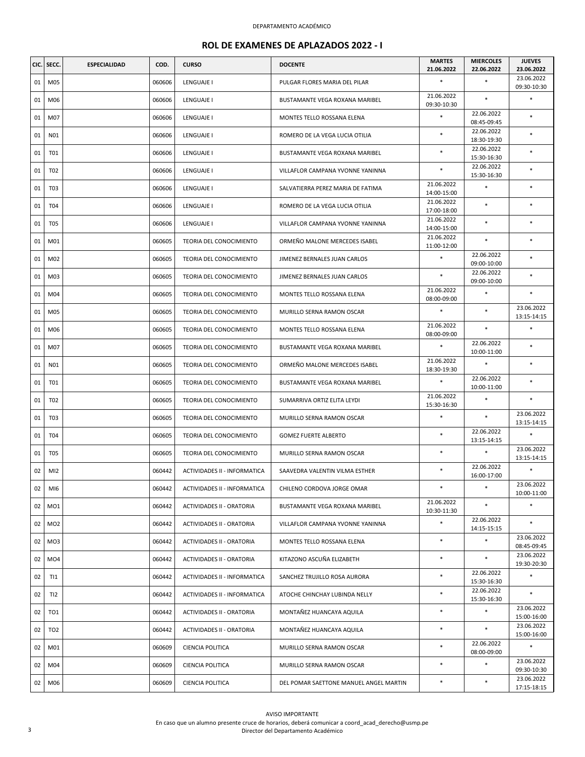DEPARTAMENTO ACADÉMICO

## ROL DE EXAMENES DE APLAZADOS 2022 - I

| CIC. | SECC. | ESPECIALIDAD | COD. | CURSO | DOCENTE | MARTES 21.06.2022 | MIERCOLES 22.06.2022 | JUEVES 23.06.2022 |
|---|---|---|---|---|---|---|---|---|
| 01 | M05 | | 060606 | LENGUAJE I | PULGAR FLORES MARIA DEL PILAR | * | * | 23.06.2022 09:30-10:30 |
| 01 | M06 | | 060606 | LENGUAJE I | BUSTAMANTE VEGA ROXANA MARIBEL | 21.06.2022 09:30-10:30 | * | * |
| 01 | M07 | | 060606 | LENGUAJE I | MONTES TELLO ROSSANA ELENA | * | 22.06.2022 08:45-09:45 | * |
| 01 | N01 | | 060606 | LENGUAJE I | ROMERO DE LA VEGA LUCIA OTILIA | * | 22.06.2022 18:30-19:30 | * |
| 01 | T01 | | 060606 | LENGUAJE I | BUSTAMANTE VEGA ROXANA MARIBEL | * | 22.06.2022 15:30-16:30 | * |
| 01 | T02 | | 060606 | LENGUAJE I | VILLAFLOR CAMPANA YVONNE YANINNA | * | 22.06.2022 15:30-16:30 | * |
| 01 | T03 | | 060606 | LENGUAJE I | SALVATIERRA PEREZ MARIA DE FATIMA | 21.06.2022 14:00-15:00 | * | * |
| 01 | T04 | | 060606 | LENGUAJE I | ROMERO DE LA VEGA LUCIA OTILIA | 21.06.2022 17:00-18:00 | * | * |
| 01 | T05 | | 060606 | LENGUAJE I | VILLAFLOR CAMPANA YVONNE YANINNA | 21.06.2022 14:00-15:00 | * | * |
| 01 | M01 | | 060605 | TEORIA DEL CONOCIMIENTO | ORMEÑO MALONE MERCEDES ISABEL | 21.06.2022 11:00-12:00 | * | * |
| 01 | M02 | | 060605 | TEORIA DEL CONOCIMIENTO | JIMENEZ BERNALES JUAN CARLOS | * | 22.06.2022 09:00-10:00 | * |
| 01 | M03 | | 060605 | TEORIA DEL CONOCIMIENTO | JIMENEZ BERNALES JUAN CARLOS | * | 22.06.2022 09:00-10:00 | * |
| 01 | M04 | | 060605 | TEORIA DEL CONOCIMIENTO | MONTES TELLO ROSSANA ELENA | 21.06.2022 08:00-09:00 | * | * |
| 01 | M05 | | 060605 | TEORIA DEL CONOCIMIENTO | MURILLO SERNA RAMON OSCAR | * | * | 23.06.2022 13:15-14:15 |
| 01 | M06 | | 060605 | TEORIA DEL CONOCIMIENTO | MONTES TELLO ROSSANA ELENA | 21.06.2022 08:00-09:00 | * | * |
| 01 | M07 | | 060605 | TEORIA DEL CONOCIMIENTO | BUSTAMANTE VEGA ROXANA MARIBEL | * | 22.06.2022 10:00-11:00 | * |
| 01 | N01 | | 060605 | TEORIA DEL CONOCIMIENTO | ORMEÑO MALONE MERCEDES ISABEL | 21.06.2022 18:30-19:30 | * | * |
| 01 | T01 | | 060605 | TEORIA DEL CONOCIMIENTO | BUSTAMANTE VEGA ROXANA MARIBEL | * | 22.06.2022 10:00-11:00 | * |
| 01 | T02 | | 060605 | TEORIA DEL CONOCIMIENTO | SUMARRIVA ORTIZ ELITA LEYDI | 21.06.2022 15:30-16:30 | * | * |
| 01 | T03 | | 060605 | TEORIA DEL CONOCIMIENTO | MURILLO SERNA RAMON OSCAR | * | * | 23.06.2022 13:15-14:15 |
| 01 | T04 | | 060605 | TEORIA DEL CONOCIMIENTO | GOMEZ FUERTE ALBERTO | * | 22.06.2022 13:15-14:15 | * |
| 01 | T05 | | 060605 | TEORIA DEL CONOCIMIENTO | MURILLO SERNA RAMON OSCAR | * | * | 23.06.2022 13:15-14:15 |
| 02 | MI2 | | 060442 | ACTIVIDADES II - INFORMATICA | SAAVEDRA VALENTIN VILMA ESTHER | * | 22.06.2022 16:00-17:00 | * |
| 02 | MI6 | | 060442 | ACTIVIDADES II - INFORMATICA | CHILENO CORDOVA JORGE OMAR | * | * | 23.06.2022 10:00-11:00 |
| 02 | MO1 | | 060442 | ACTIVIDADES II - ORATORIA | BUSTAMANTE VEGA ROXANA MARIBEL | 21.06.2022 10:30-11:30 | * | * |
| 02 | MO2 | | 060442 | ACTIVIDADES II - ORATORIA | VILLAFLOR CAMPANA YVONNE YANINNA | * | 22.06.2022 14:15-15:15 | * |
| 02 | MO3 | | 060442 | ACTIVIDADES II - ORATORIA | MONTES TELLO ROSSANA ELENA | * | * | 23.06.2022 08:45-09:45 |
| 02 | MO4 | | 060442 | ACTIVIDADES II - ORATORIA | KITAZONO ASCUÑA ELIZABETH | * | * | 23.06.2022 19:30-20:30 |
| 02 | TI1 | | 060442 | ACTIVIDADES II - INFORMATICA | SANCHEZ TRUJILLO ROSA AURORA | * | 22.06.2022 15:30-16:30 | * |
| 02 | TI2 | | 060442 | ACTIVIDADES II - INFORMATICA | ATOCHE CHINCHAY LUBINDA NELLY | * | 22.06.2022 15:30-16:30 | * |
| 02 | TO1 | | 060442 | ACTIVIDADES II - ORATORIA | MONTAÑEZ HUANCAYA AQUILA | * | * | 23.06.2022 15:00-16:00 |
| 02 | TO2 | | 060442 | ACTIVIDADES II - ORATORIA | MONTAÑEZ HUANCAYA AQUILA | * | * | 23.06.2022 15:00-16:00 |
| 02 | M01 | | 060609 | CIENCIA POLITICA | MURILLO SERNA RAMON OSCAR | * | 22.06.2022 08:00-09:00 | * |
| 02 | M04 | | 060609 | CIENCIA POLITICA | MURILLO SERNA RAMON OSCAR | * | * | 23.06.2022 09:30-10:30 |
| 02 | M06 | | 060609 | CIENCIA POLITICA | DEL POMAR SAETTONE MANUEL ANGEL MARTIN | * | * | 23.06.2022 17:15-18:15 |

AVISO IMPORTANTE

En caso que un alumno presente cruce de horarios, deberá comunicar a coord_acad_derecho@usmp.pe

Director del Departamento Académico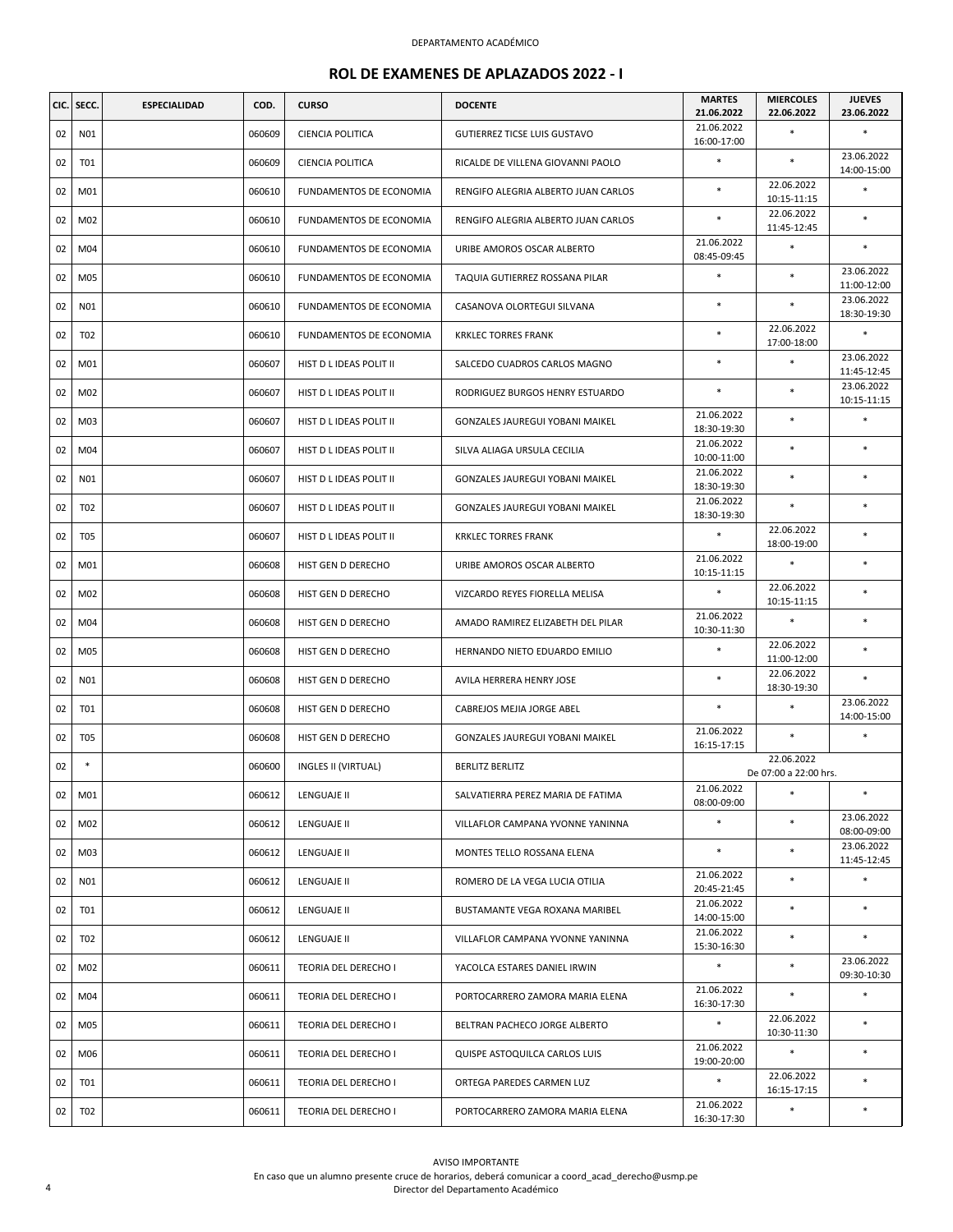DEPARTAMENTO ACADÉMICO

## ROL DE EXAMENES DE APLAZADOS 2022 - I

| CIC. | SECC. | ESPECIALIDAD | COD. | CURSO | DOCENTE | MARTES 21.06.2022 | MIERCOLES 22.06.2022 | JUEVES 23.06.2022 |
|---|---|---|---|---|---|---|---|---|
| 02 | N01 | | 060609 | CIENCIA POLITICA | GUTIERREZ TICSE LUIS GUSTAVO | 21.06.2022 16:00-17:00 | * | * |
| 02 | T01 | | 060609 | CIENCIA POLITICA | RICALDE DE VILLENA GIOVANNI PAOLO | * | * | 23.06.2022 14:00-15:00 |
| 02 | M01 | | 060610 | FUNDAMENTOS DE ECONOMIA | RENGIFO ALEGRIA ALBERTO JUAN CARLOS | * | 22.06.2022 10:15-11:15 | * |
| 02 | M02 | | 060610 | FUNDAMENTOS DE ECONOMIA | RENGIFO ALEGRIA ALBERTO JUAN CARLOS | * | 22.06.2022 11:45-12:45 | * |
| 02 | M04 | | 060610 | FUNDAMENTOS DE ECONOMIA | URIBE AMOROS OSCAR ALBERTO | 21.06.2022 08:45-09:45 | * | * |
| 02 | M05 | | 060610 | FUNDAMENTOS DE ECONOMIA | TAQUIA GUTIERREZ ROSSANA PILAR | * | * | 23.06.2022 11:00-12:00 |
| 02 | N01 | | 060610 | FUNDAMENTOS DE ECONOMIA | CASANOVA OLORTEGUI SILVANA | * | * | 23.06.2022 18:30-19:30 |
| 02 | T02 | | 060610 | FUNDAMENTOS DE ECONOMIA | KRKLEC TORRES FRANK | * | 22.06.2022 17:00-18:00 | * |
| 02 | M01 | | 060607 | HIST D L IDEAS POLIT II | SALCEDO CUADROS CARLOS MAGNO | * | * | 23.06.2022 11:45-12:45 |
| 02 | M02 | | 060607 | HIST D L IDEAS POLIT II | RODRIGUEZ BURGOS HENRY ESTUARDO | * | * | 23.06.2022 10:15-11:15 |
| 02 | M03 | | 060607 | HIST D L IDEAS POLIT II | GONZALES JAUREGUI YOBANI MAIKEL | 21.06.2022 18:30-19:30 | * | * |
| 02 | M04 | | 060607 | HIST D L IDEAS POLIT II | SILVA ALIAGA URSULA CECILIA | 21.06.2022 10:00-11:00 | * | * |
| 02 | N01 | | 060607 | HIST D L IDEAS POLIT II | GONZALES JAUREGUI YOBANI MAIKEL | 21.06.2022 18:30-19:30 | * | * |
| 02 | T02 | | 060607 | HIST D L IDEAS POLIT II | GONZALES JAUREGUI YOBANI MAIKEL | 21.06.2022 18:30-19:30 | * | * |
| 02 | T05 | | 060607 | HIST D L IDEAS POLIT II | KRKLEC TORRES FRANK | * | 22.06.2022 18:00-19:00 | * |
| 02 | M01 | | 060608 | HIST GEN D DERECHO | URIBE AMOROS OSCAR ALBERTO | 21.06.2022 10:15-11:15 | * | * |
| 02 | M02 | | 060608 | HIST GEN D DERECHO | VIZCARDO REYES FIORELLA MELISA | * | 22.06.2022 10:15-11:15 | * |
| 02 | M04 | | 060608 | HIST GEN D DERECHO | AMADO RAMIREZ ELIZABETH DEL PILAR | 21.06.2022 10:30-11:30 | * | * |
| 02 | M05 | | 060608 | HIST GEN D DERECHO | HERNANDO NIETO EDUARDO EMILIO | * | 22.06.2022 11:00-12:00 | * |
| 02 | N01 | | 060608 | HIST GEN D DERECHO | AVILA HERRERA HENRY JOSE | * | 22.06.2022 18:30-19:30 | * |
| 02 | T01 | | 060608 | HIST GEN D DERECHO | CABREJOS MEJIA JORGE ABEL | * | * | 23.06.2022 14:00-15:00 |
| 02 | T05 | | 060608 | HIST GEN D DERECHO | GONZALES JAUREGUI YOBANI MAIKEL | 21.06.2022 16:15-17:15 | * | * |
| 02 | * | | 060600 | INGLES II (VIRTUAL) | BERLITZ BERLITZ | | 22.06.2022 De 07:00 a 22:00 hrs. | |
| 02 | M01 | | 060612 | LENGUAJE II | SALVATIERRA PEREZ MARIA DE FATIMA | 21.06.2022 08:00-09:00 | * | * |
| 02 | M02 | | 060612 | LENGUAJE II | VILLAFLOR CAMPANA YVONNE YANINNA | * | * | 23.06.2022 08:00-09:00 |
| 02 | M03 | | 060612 | LENGUAJE II | MONTES TELLO ROSSANA ELENA | * | * | 23.06.2022 11:45-12:45 |
| 02 | N01 | | 060612 | LENGUAJE II | ROMERO DE LA VEGA LUCIA OTILIA | 21.06.2022 20:45-21:45 | * | * |
| 02 | T01 | | 060612 | LENGUAJE II | BUSTAMANTE VEGA ROXANA MARIBEL | 21.06.2022 14:00-15:00 | * | * |
| 02 | T02 | | 060612 | LENGUAJE II | VILLAFLOR CAMPANA YVONNE YANINNA | 21.06.2022 15:30-16:30 | * | * |
| 02 | M02 | | 060611 | TEORIA DEL DERECHO I | YACOLCA ESTARES DANIEL IRWIN | * | * | 23.06.2022 09:30-10:30 |
| 02 | M04 | | 060611 | TEORIA DEL DERECHO I | PORTOCARRERO ZAMORA MARIA ELENA | 21.06.2022 16:30-17:30 | * | * |
| 02 | M05 | | 060611 | TEORIA DEL DERECHO I | BELTRAN PACHECO JORGE ALBERTO | * | 22.06.2022 10:30-11:30 | * |
| 02 | M06 | | 060611 | TEORIA DEL DERECHO I | QUISPE ASTOQUILCA CARLOS LUIS | 21.06.2022 19:00-20:00 | * | * |
| 02 | T01 | | 060611 | TEORIA DEL DERECHO I | ORTEGA PAREDES CARMEN LUZ | * | 22.06.2022 16:15-17:15 | * |
| 02 | T02 | | 060611 | TEORIA DEL DERECHO I | PORTOCARRERO ZAMORA MARIA ELENA | 21.06.2022 16:30-17:30 | * | * |

AVISO IMPORTANTE

En caso que un alumno presente cruce de horarios, deberá comunicar a coord_acad_derecho@usmp.pe

Director del Departamento Académico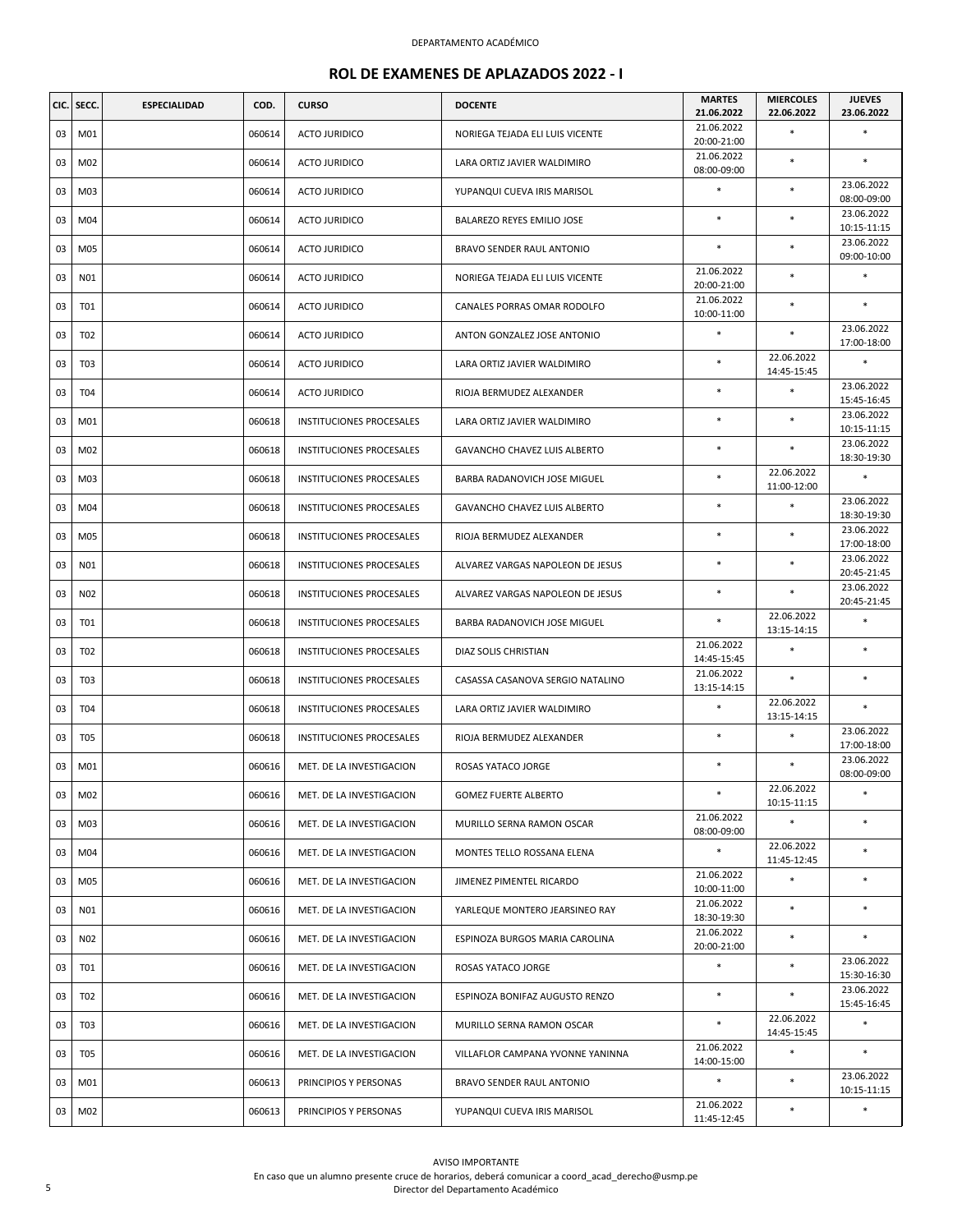DEPARTAMENTO ACADÉMICO

# ROL DE EXAMENES DE APLAZADOS 2022 - I

| CIC. | SECC. | ESPECIALIDAD | COD. | CURSO | DOCENTE | MARTES 21.06.2022 | MIERCOLES 22.06.2022 | JUEVES 23.06.2022 |
|---|---|---|---|---|---|---|---|---|
| 03 | M01 | | 060614 | ACTO JURIDICO | NORIEGA TEJADA ELI LUIS VICENTE | 21.06.2022 20:00-21:00 | * | * |
| 03 | M02 | | 060614 | ACTO JURIDICO | LARA ORTIZ JAVIER WALDIMIRO | 21.06.2022 08:00-09:00 | * | * |
| 03 | M03 | | 060614 | ACTO JURIDICO | YUPANQUI CUEVA IRIS MARISOL | * | * | 23.06.2022 08:00-09:00 |
| 03 | M04 | | 060614 | ACTO JURIDICO | BALAREZO REYES EMILIO JOSE | * | * | 23.06.2022 10:15-11:15 |
| 03 | M05 | | 060614 | ACTO JURIDICO | BRAVO SENDER RAUL ANTONIO | * | * | 23.06.2022 09:00-10:00 |
| 03 | N01 | | 060614 | ACTO JURIDICO | NORIEGA TEJADA ELI LUIS VICENTE | 21.06.2022 20:00-21:00 | * | * |
| 03 | T01 | | 060614 | ACTO JURIDICO | CANALES PORRAS OMAR RODOLFO | 21.06.2022 10:00-11:00 | * | * |
| 03 | T02 | | 060614 | ACTO JURIDICO | ANTON GONZALEZ JOSE ANTONIO | * | * | 23.06.2022 17:00-18:00 |
| 03 | T03 | | 060614 | ACTO JURIDICO | LARA ORTIZ JAVIER WALDIMIRO | * | 22.06.2022 14:45-15:45 | * |
| 03 | T04 | | 060614 | ACTO JURIDICO | RIOJA BERMUDEZ ALEXANDER | * | * | 23.06.2022 15:45-16:45 |
| 03 | M01 | | 060618 | INSTITUCIONES PROCESALES | LARA ORTIZ JAVIER WALDIMIRO | * | * | 23.06.2022 10:15-11:15 |
| 03 | M02 | | 060618 | INSTITUCIONES PROCESALES | GAVANCHO CHAVEZ LUIS ALBERTO | * | * | 23.06.2022 18:30-19:30 |
| 03 | M03 | | 060618 | INSTITUCIONES PROCESALES | BARBA RADANOVICH JOSE MIGUEL | * | 22.06.2022 11:00-12:00 | * |
| 03 | M04 | | 060618 | INSTITUCIONES PROCESALES | GAVANCHO CHAVEZ LUIS ALBERTO | * | * | 23.06.2022 18:30-19:30 |
| 03 | M05 | | 060618 | INSTITUCIONES PROCESALES | RIOJA BERMUDEZ ALEXANDER | * | * | 23.06.2022 17:00-18:00 |
| 03 | N01 | | 060618 | INSTITUCIONES PROCESALES | ALVAREZ VARGAS NAPOLEON DE JESUS | * | * | 23.06.2022 20:45-21:45 |
| 03 | N02 | | 060618 | INSTITUCIONES PROCESALES | ALVAREZ VARGAS NAPOLEON DE JESUS | * | * | 23.06.2022 20:45-21:45 |
| 03 | T01 | | 060618 | INSTITUCIONES PROCESALES | BARBA RADANOVICH JOSE MIGUEL | * | 22.06.2022 13:15-14:15 | * |
| 03 | T02 | | 060618 | INSTITUCIONES PROCESALES | DIAZ SOLIS CHRISTIAN | 21.06.2022 14:45-15:45 | * | * |
| 03 | T03 | | 060618 | INSTITUCIONES PROCESALES | CASASSA CASANOVA SERGIO NATALINO | 21.06.2022 13:15-14:15 | * | * |
| 03 | T04 | | 060618 | INSTITUCIONES PROCESALES | LARA ORTIZ JAVIER WALDIMIRO | * | 22.06.2022 13:15-14:15 | * |
| 03 | T05 | | 060618 | INSTITUCIONES PROCESALES | RIOJA BERMUDEZ ALEXANDER | * | * | 23.06.2022 17:00-18:00 |
| 03 | M01 | | 060616 | MET. DE LA INVESTIGACION | ROSAS YATACO JORGE | * | * | 23.06.2022 08:00-09:00 |
| 03 | M02 | | 060616 | MET. DE LA INVESTIGACION | GOMEZ FUERTE ALBERTO | * | 22.06.2022 10:15-11:15 | * |
| 03 | M03 | | 060616 | MET. DE LA INVESTIGACION | MURILLO SERNA RAMON OSCAR | 21.06.2022 08:00-09:00 | * | * |
| 03 | M04 | | 060616 | MET. DE LA INVESTIGACION | MONTES TELLO ROSSANA ELENA | * | 22.06.2022 11:45-12:45 | * |
| 03 | M05 | | 060616 | MET. DE LA INVESTIGACION | JIMENEZ PIMENTEL RICARDO | 21.06.2022 10:00-11:00 | * | * |
| 03 | N01 | | 060616 | MET. DE LA INVESTIGACION | YARLEQUE MONTERO JEARSINEO RAY | 21.06.2022 18:30-19:30 | * | * |
| 03 | N02 | | 060616 | MET. DE LA INVESTIGACION | ESPINOZA BURGOS MARIA CAROLINA | 21.06.2022 20:00-21:00 | * | * |
| 03 | T01 | | 060616 | MET. DE LA INVESTIGACION | ROSAS YATACO JORGE | * | * | 23.06.2022 15:30-16:30 |
| 03 | T02 | | 060616 | MET. DE LA INVESTIGACION | ESPINOZA BONIFAZ AUGUSTO RENZO | * | * | 23.06.2022 15:45-16:45 |
| 03 | T03 | | 060616 | MET. DE LA INVESTIGACION | MURILLO SERNA RAMON OSCAR | * | 22.06.2022 14:45-15:45 | * |
| 03 | T05 | | 060616 | MET. DE LA INVESTIGACION | VILLAFLOR CAMPANA YVONNE YANINNA | 21.06.2022 14:00-15:00 | * | * |
| 03 | M01 | | 060613 | PRINCIPIOS Y PERSONAS | BRAVO SENDER RAUL ANTONIO | * | * | 23.06.2022 10:15-11:15 |
| 03 | M02 | | 060613 | PRINCIPIOS Y PERSONAS | YUPANQUI CUEVA IRIS MARISOL | 21.06.2022 11:45-12:45 | * | * |

AVISO IMPORTANTE
En caso que un alumno presente cruce de horarios, deberá comunicar a coord_acad_derecho@usmp.pe
Director del Departamento Académico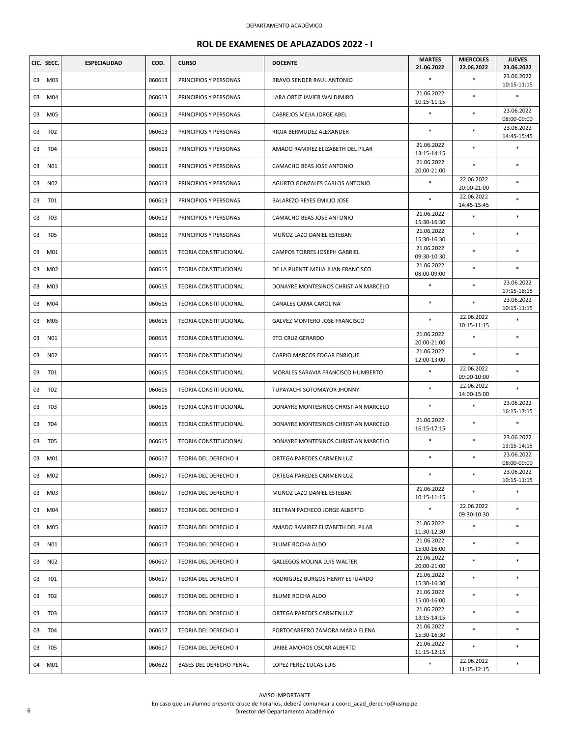DEPARTAMENTO ACADÉMICO

## ROL DE EXAMENES DE APLAZADOS 2022 - I

| CIC. | SECC. | ESPECIALIDAD | COD. | CURSO | DOCENTE | MARTES 21.06.2022 | MIERCOLES 22.06.2022 | JUEVES 23.06.2022 |
|---|---|---|---|---|---|---|---|---|
| 03 | M03 | | 060613 | PRINCIPIOS Y PERSONAS | BRAVO SENDER RAUL ANTONIO | * | * | 23.06.2022 10:15-11:15 |
| 03 | M04 | | 060613 | PRINCIPIOS Y PERSONAS | LARA ORTIZ JAVIER WALDIMIRO | 21.06.2022 10:15-11:15 | * | * |
| 03 | M05 | | 060613 | PRINCIPIOS Y PERSONAS | CABREJOS MEJIA JORGE ABEL | * | * | 23.06.2022 08:00-09:00 |
| 03 | T02 | | 060613 | PRINCIPIOS Y PERSONAS | RIOJA BERMUDEZ ALEXANDER | * | * | 23.06.2022 14:45-15:45 |
| 03 | T04 | | 060613 | PRINCIPIOS Y PERSONAS | AMADO RAMIREZ ELIZABETH DEL PILAR | 21.06.2022 13:15-14:15 | * | * |
| 03 | N01 | | 060613 | PRINCIPIOS Y PERSONAS | CAMACHO BEAS JOSE ANTONIO | 21.06.2022 20:00-21:00 | * | * |
| 03 | N02 | | 060613 | PRINCIPIOS Y PERSONAS | AGURTO GONZALES CARLOS ANTONIO | * | 22.06.2022 20:00-21:00 | * |
| 03 | T01 | | 060613 | PRINCIPIOS Y PERSONAS | BALAREZO REYES EMILIO JOSE | * | 22.06.2022 14:45-15:45 | * |
| 03 | T03 | | 060613 | PRINCIPIOS Y PERSONAS | CAMACHO BEAS JOSE ANTONIO | 21.06.2022 15:30-16:30 | * | * |
| 03 | T05 | | 060613 | PRINCIPIOS Y PERSONAS | MUÑOZ LAZO DANIEL ESTEBAN | 21.06.2022 15:30-16:30 | * | * |
| 03 | M01 | | 060615 | TEORIA CONSTITUCIONAL | CAMPOS TORRES JOSEPH GABRIEL | 21.06.2022 09:30-10:30 | * | * |
| 03 | M02 | | 060615 | TEORIA CONSTITUCIONAL | DE LA PUENTE MEJIA JUAN FRANCISCO | 21.06.2022 08:00-09:00 | * | * |
| 03 | M03 | | 060615 | TEORIA CONSTITUCIONAL | DONAYRE MONTESINOS CHRISTIAN MARCELO | * | * | 23.06.2022 17:15-18:15 |
| 03 | M04 | | 060615 | TEORIA CONSTITUCIONAL | CANALES CAMA CAROLINA | * | * | 23.06.2022 10:15-11:15 |
| 03 | M05 | | 060615 | TEORIA CONSTITUCIONAL | GALVEZ MONTERO JOSE FRANCISCO | * | 22.06.2022 10:15-11:15 | * |
| 03 | N01 | | 060615 | TEORIA CONSTITUCIONAL | ETO CRUZ GERARDO | 21.06.2022 20:00-21:00 | * | * |
| 03 | N02 | | 060615 | TEORIA CONSTITUCIONAL | CARPIO MARCOS EDGAR ENRIQUE | 21.06.2022 12:00-13:00 | * | * |
| 03 | T01 | | 060615 | TEORIA CONSTITUCIONAL | MORALES SARAVIA FRANCISCO HUMBERTO | * | 22.06.2022 09:00-10:00 | * |
| 03 | T02 | | 060615 | TEORIA CONSTITUCIONAL | TUPAYACHI SOTOMAYOR JHONNY | * | 22.06.2022 14:00-15:00 | * |
| 03 | T03 | | 060615 | TEORIA CONSTITUCIONAL | DONAYRE MONTESINOS CHRISTIAN MARCELO | * | * | 23.06.2022 16:15-17:15 |
| 03 | T04 | | 060615 | TEORIA CONSTITUCIONAL | DONAYRE MONTESINOS CHRISTIAN MARCELO | 21.06.2022 16:15-17:15 | * | * |
| 03 | T05 | | 060615 | TEORIA CONSTITUCIONAL | DONAYRE MONTESINOS CHRISTIAN MARCELO | * | * | 23.06.2022 13:15-14:15 |
| 03 | M01 | | 060617 | TEORIA DEL DERECHO II | ORTEGA PAREDES CARMEN LUZ | * | * | 23.06.2022 08:00-09:00 |
| 03 | M02 | | 060617 | TEORIA DEL DERECHO II | ORTEGA PAREDES CARMEN LUZ | * | * | 23.06.2022 10:15-11:15 |
| 03 | M03 | | 060617 | TEORIA DEL DERECHO II | MUÑOZ LAZO DANIEL ESTEBAN | 21.06.2022 10:15-11:15 | * | * |
| 03 | M04 | | 060617 | TEORIA DEL DERECHO II | BELTRAN PACHECO JORGE ALBERTO | * | 22.06.2022 09:30-10:30 | * |
| 03 | M05 | | 060617 | TEORIA DEL DERECHO II | AMADO RAMIREZ ELIZABETH DEL PILAR | 21.06.2022 11:30-12.30 | * | * |
| 03 | N01 | | 060617 | TEORIA DEL DERECHO II | BLUME ROCHA ALDO | 21.06.2022 15:00-16:00 | * | * |
| 03 | N02 | | 060617 | TEORIA DEL DERECHO II | GALLEGOS MOLINA LUIS WALTER | 21.06.2022 20:00-21:00 | * | * |
| 03 | T01 | | 060617 | TEORIA DEL DERECHO II | RODRIGUEZ BURGOS HENRY ESTUARDO | 21.06.2022 15:30-16:30 | * | * |
| 03 | T02 | | 060617 | TEORIA DEL DERECHO II | BLUME ROCHA ALDO | 21.06.2022 15:00-16:00 | * | * |
| 03 | T03 | | 060617 | TEORIA DEL DERECHO II | ORTEGA PAREDES CARMEN LUZ | 21.06.2022 13:15-14:15 | * | * |
| 03 | T04 | | 060617 | TEORIA DEL DERECHO II | PORTOCARRERO ZAMORA MARIA ELENA | 21.06.2022 15:30-16:30 | * | * |
| 03 | T05 | | 060617 | TEORIA DEL DERECHO II | URIBE AMOROS OSCAR ALBERTO | 21.06.2022 11:15-12:15 | * | * |
| 04 | M01 | | 060622 | BASES DEL DERECHO PENAL | LOPEZ PEREZ LUCAS LUIS | * | 22.06.2022 11:15-12:15 | * |

AVISO IMPORTANTE

En caso que un alumno presente cruce de horarios, deberá comunicar a coord_acad_derecho@usmp.pe

Director del Departamento Académico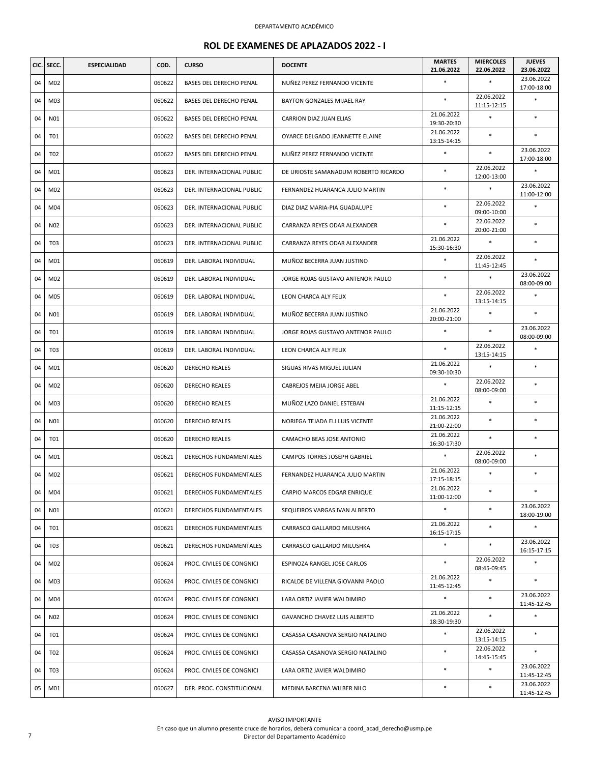DEPARTAMENTO ACADÉMICO

# ROL DE EXAMENES DE APLAZADOS 2022 - I

| CIC. | SECC. | ESPECIALIDAD | COD. | CURSO | DOCENTE | MARTES 21.06.2022 | MIERCOLES 22.06.2022 | JUEVES 23.06.2022 |
|---|---|---|---|---|---|---|---|---|
| 04 | M02 | | 060622 | BASES DEL DERECHO PENAL | NUÑEZ PEREZ FERNANDO VICENTE | * | * | 23.06.2022 17:00-18:00 |
| 04 | M03 | | 060622 | BASES DEL DERECHO PENAL | BAYTON GONZALES MIJAEL RAY | * | 22.06.2022 11:15-12:15 | * |
| 04 | N01 | | 060622 | BASES DEL DERECHO PENAL | CARRION DIAZ JUAN ELIAS | 21.06.2022 19:30-20:30 | * | * |
| 04 | T01 | | 060622 | BASES DEL DERECHO PENAL | OYARCE DELGADO JEANNETTE ELAINE | 21.06.2022 13:15-14:15 | * | * |
| 04 | T02 | | 060622 | BASES DEL DERECHO PENAL | NUÑEZ PEREZ FERNANDO VICENTE | * | * | 23.06.2022 17:00-18:00 |
| 04 | M01 | | 060623 | DER. INTERNACIONAL PUBLIC | DE URIOSTE SAMANADUM ROBERTO RICARDO | * | 22.06.2022 12:00-13:00 | * |
| 04 | M02 | | 060623 | DER. INTERNACIONAL PUBLIC | FERNANDEZ HUARANCA JULIO MARTIN | * | * | 23.06.2022 11:00-12:00 |
| 04 | M04 | | 060623 | DER. INTERNACIONAL PUBLIC | DIAZ DIAZ MARIA-PIA GUADALUPE | * | 22.06.2022 09:00-10:00 | * |
| 04 | N02 | | 060623 | DER. INTERNACIONAL PUBLIC | CARRANZA REYES ODAR ALEXANDER | * | 22.06.2022 20:00-21:00 | * |
| 04 | T03 | | 060623 | DER. INTERNACIONAL PUBLIC | CARRANZA REYES ODAR ALEXANDER | 21.06.2022 15:30-16:30 | * | * |
| 04 | M01 | | 060619 | DER. LABORAL INDIVIDUAL | MUÑOZ BECERRA JUAN JUSTINO | * | 22.06.2022 11:45-12:45 | * |
| 04 | M02 | | 060619 | DER. LABORAL INDIVIDUAL | JORGE ROJAS GUSTAVO ANTENOR PAULO | * | * | 23.06.2022 08:00-09:00 |
| 04 | M05 | | 060619 | DER. LABORAL INDIVIDUAL | LEON CHARCA ALY FELIX | * | 22.06.2022 13:15-14:15 | * |
| 04 | N01 | | 060619 | DER. LABORAL INDIVIDUAL | MUÑOZ BECERRA JUAN JUSTINO | 21.06.2022 20:00-21:00 | * | * |
| 04 | T01 | | 060619 | DER. LABORAL INDIVIDUAL | JORGE ROJAS GUSTAVO ANTENOR PAULO | * | * | 23.06.2022 08:00-09:00 |
| 04 | T03 | | 060619 | DER. LABORAL INDIVIDUAL | LEON CHARCA ALY FELIX | * | 22.06.2022 13:15-14:15 | * |
| 04 | M01 | | 060620 | DERECHO REALES | SIGUAS RIVAS MIGUEL JULIAN | 21.06.2022 09:30-10:30 | * | * |
| 04 | M02 | | 060620 | DERECHO REALES | CABREJOS MEJIA JORGE ABEL | * | 22.06.2022 08:00-09:00 | * |
| 04 | M03 | | 060620 | DERECHO REALES | MUÑOZ LAZO DANIEL ESTEBAN | 21.06.2022 11:15-12:15 | * | * |
| 04 | N01 | | 060620 | DERECHO REALES | NORIEGA TEJADA ELI LUIS VICENTE | 21.06.2022 21:00-22:00 | * | * |
| 04 | T01 | | 060620 | DERECHO REALES | CAMACHO BEAS JOSE ANTONIO | 21.06.2022 16:30-17:30 | * | * |
| 04 | M01 | | 060621 | DERECHOS FUNDAMENTALES | CAMPOS TORRES JOSEPH GABRIEL | * | 22.06.2022 08:00-09:00 | * |
| 04 | M02 | | 060621 | DERECHOS FUNDAMENTALES | FERNANDEZ HUARANCA JULIO MARTIN | 21.06.2022 17:15-18:15 | * | * |
| 04 | M04 | | 060621 | DERECHOS FUNDAMENTALES | CARPIO MARCOS EDGAR ENRIQUE | 21.06.2022 11:00-12:00 | * | * |
| 04 | N01 | | 060621 | DERECHOS FUNDAMENTALES | SEQUEIROS VARGAS IVAN ALBERTO | * | * | 23.06.2022 18:00-19:00 |
| 04 | T01 | | 060621 | DERECHOS FUNDAMENTALES | CARRASCO GALLARDO MILUSHKA | 21.06.2022 16:15-17:15 | * | * |
| 04 | T03 | | 060621 | DERECHOS FUNDAMENTALES | CARRASCO GALLARDO MILUSHKA | * | * | 23.06.2022 16:15-17:15 |
| 04 | M02 | | 060624 | PROC. CIVILES DE CONGNICI | ESPINOZA RANGEL JOSE CARLOS | * | 22.06.2022 08:45-09:45 | * |
| 04 | M03 | | 060624 | PROC. CIVILES DE CONGNICI | RICALDE DE VILLENA GIOVANNI PAOLO | 21.06.2022 11:45-12:45 | * | * |
| 04 | M04 | | 060624 | PROC. CIVILES DE CONGNICI | LARA ORTIZ JAVIER WALDIMIRO | * | * | 23.06.2022 11:45-12:45 |
| 04 | N02 | | 060624 | PROC. CIVILES DE CONGNICI | GAVANCHO CHAVEZ LUIS ALBERTO | 21.06.2022 18:30-19:30 | * | * |
| 04 | T01 | | 060624 | PROC. CIVILES DE CONGNICI | CASASSA CASANOVA SERGIO NATALINO | * | 22.06.2022 13:15-14:15 | * |
| 04 | T02 | | 060624 | PROC. CIVILES DE CONGNICI | CASASSA CASANOVA SERGIO NATALINO | * | 22.06.2022 14:45-15:45 | * |
| 04 | T03 | | 060624 | PROC. CIVILES DE CONGNICI | LARA ORTIZ JAVIER WALDIMIRO | * | * | 23.06.2022 11:45-12:45 |
| 05 | M01 | | 060627 | DER. PROC. CONSTITUCIONAL | MEDINA BARCENA WILBER NILO | * | * | 23.06.2022 11:45-12:45 |

AVISO IMPORTANTE
En caso que un alumno presente cruce de horarios, deberá comunicar a coord_acad_derecho@usmp.pe
Director del Departamento Académico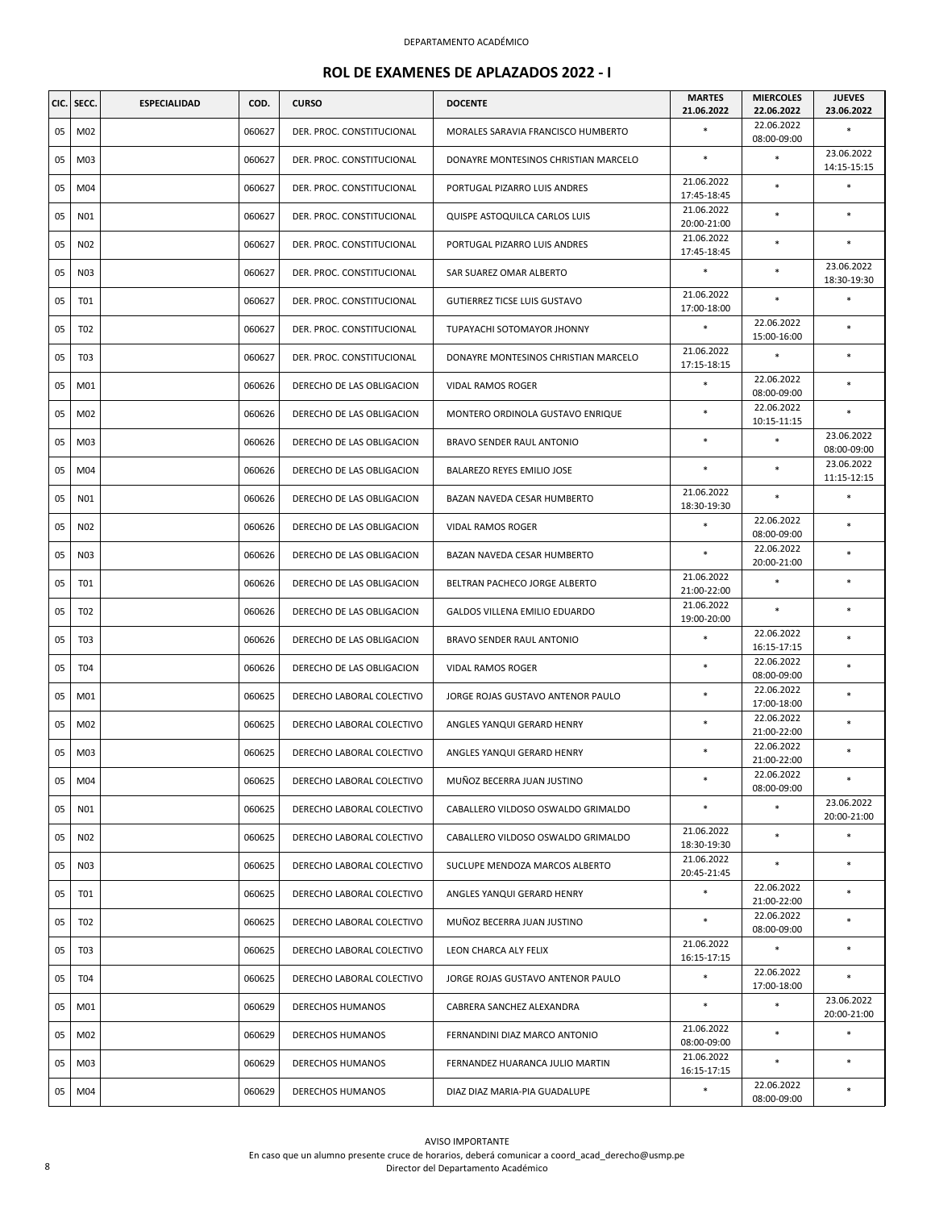DEPARTAMENTO ACADÉMICO

## ROL DE EXAMENES DE APLAZADOS 2022 - I

| CIC. | SECC. | ESPECIALIDAD | COD. | CURSO | DOCENTE | MARTES 21.06.2022 | MIERCOLES 22.06.2022 | JUEVES 23.06.2022 |
|---|---|---|---|---|---|---|---|---|
| 05 | M02 | | 060627 | DER. PROC. CONSTITUCIONAL | MORALES SARAVIA FRANCISCO HUMBERTO | * | 22.06.2022 08:00-09:00 | * |
| 05 | M03 | | 060627 | DER. PROC. CONSTITUCIONAL | DONAYRE MONTESINOS CHRISTIAN MARCELO | * | * | 23.06.2022 14:15-15:15 |
| 05 | M04 | | 060627 | DER. PROC. CONSTITUCIONAL | PORTUGAL PIZARRO LUIS ANDRES | 21.06.2022 17:45-18:45 | * | * |
| 05 | N01 | | 060627 | DER. PROC. CONSTITUCIONAL | QUISPE ASTOQUILCA CARLOS LUIS | 21.06.2022 20:00-21:00 | * | * |
| 05 | N02 | | 060627 | DER. PROC. CONSTITUCIONAL | PORTUGAL PIZARRO LUIS ANDRES | 21.06.2022 17:45-18:45 | * | * |
| 05 | N03 | | 060627 | DER. PROC. CONSTITUCIONAL | SAR SUAREZ OMAR ALBERTO | * | * | 23.06.2022 18:30-19:30 |
| 05 | T01 | | 060627 | DER. PROC. CONSTITUCIONAL | GUTIERREZ TICSE LUIS GUSTAVO | 21.06.2022 17:00-18:00 | * | * |
| 05 | T02 | | 060627 | DER. PROC. CONSTITUCIONAL | TUPAYACHI SOTOMAYOR JHONNY | * | 22.06.2022 15:00-16:00 | * |
| 05 | T03 | | 060627 | DER. PROC. CONSTITUCIONAL | DONAYRE MONTESINOS CHRISTIAN MARCELO | 21.06.2022 17:15-18:15 | * | * |
| 05 | M01 | | 060626 | DERECHO DE LAS OBLIGACION | VIDAL RAMOS ROGER | * | 22.06.2022 08:00-09:00 | * |
| 05 | M02 | | 060626 | DERECHO DE LAS OBLIGACION | MONTERO ORDINOLA GUSTAVO ENRIQUE | * | 22.06.2022 10:15-11:15 | * |
| 05 | M03 | | 060626 | DERECHO DE LAS OBLIGACION | BRAVO SENDER RAUL ANTONIO | * | * | 23.06.2022 08:00-09:00 |
| 05 | M04 | | 060626 | DERECHO DE LAS OBLIGACION | BALAREZO REYES EMILIO JOSE | * | * | 23.06.2022 11:15-12:15 |
| 05 | N01 | | 060626 | DERECHO DE LAS OBLIGACION | BAZAN NAVEDA CESAR HUMBERTO | 21.06.2022 18:30-19:30 | * | * |
| 05 | N02 | | 060626 | DERECHO DE LAS OBLIGACION | VIDAL RAMOS ROGER | * | 22.06.2022 08:00-09:00 | * |
| 05 | N03 | | 060626 | DERECHO DE LAS OBLIGACION | BAZAN NAVEDA CESAR HUMBERTO | * | 22.06.2022 20:00-21:00 | * |
| 05 | T01 | | 060626 | DERECHO DE LAS OBLIGACION | BELTRAN PACHECO JORGE ALBERTO | 21.06.2022 21:00-22:00 | * | * |
| 05 | T02 | | 060626 | DERECHO DE LAS OBLIGACION | GALDOS VILLENA EMILIO EDUARDO | 21.06.2022 19:00-20:00 | * | * |
| 05 | T03 | | 060626 | DERECHO DE LAS OBLIGACION | BRAVO SENDER RAUL ANTONIO | * | 22.06.2022 16:15-17:15 | * |
| 05 | T04 | | 060626 | DERECHO DE LAS OBLIGACION | VIDAL RAMOS ROGER | * | 22.06.2022 08:00-09:00 | * |
| 05 | M01 | | 060625 | DERECHO LABORAL COLECTIVO | JORGE ROJAS GUSTAVO ANTENOR PAULO | * | 22.06.2022 17:00-18:00 | * |
| 05 | M02 | | 060625 | DERECHO LABORAL COLECTIVO | ANGLES YANQUI GERARD HENRY | * | 22.06.2022 21:00-22:00 | * |
| 05 | M03 | | 060625 | DERECHO LABORAL COLECTIVO | ANGLES YANQUI GERARD HENRY | * | 22.06.2022 21:00-22:00 | * |
| 05 | M04 | | 060625 | DERECHO LABORAL COLECTIVO | MUÑOZ BECERRA JUAN JUSTINO | * | 22.06.2022 08:00-09:00 | * |
| 05 | N01 | | 060625 | DERECHO LABORAL COLECTIVO | CABALLERO VILDOSO OSWALDO GRIMALDO | * | * | 23.06.2022 20:00-21:00 |
| 05 | N02 | | 060625 | DERECHO LABORAL COLECTIVO | CABALLERO VILDOSO OSWALDO GRIMALDO | 21.06.2022 18:30-19:30 | * | * |
| 05 | N03 | | 060625 | DERECHO LABORAL COLECTIVO | SUCLUPE MENDOZA MARCOS ALBERTO | 21.06.2022 20:45-21:45 | * | * |
| 05 | T01 | | 060625 | DERECHO LABORAL COLECTIVO | ANGLES YANQUI GERARD HENRY | * | 22.06.2022 21:00-22:00 | * |
| 05 | T02 | | 060625 | DERECHO LABORAL COLECTIVO | MUÑOZ BECERRA JUAN JUSTINO | * | 22.06.2022 08:00-09:00 | * |
| 05 | T03 | | 060625 | DERECHO LABORAL COLECTIVO | LEON CHARCA ALY FELIX | 21.06.2022 16:15-17:15 | * | * |
| 05 | T04 | | 060625 | DERECHO LABORAL COLECTIVO | JORGE ROJAS GUSTAVO ANTENOR PAULO | * | 22.06.2022 17:00-18:00 | * |
| 05 | M01 | | 060629 | DERECHOS HUMANOS | CABRERA SANCHEZ ALEXANDRA | * | * | 23.06.2022 20:00-21:00 |
| 05 | M02 | | 060629 | DERECHOS HUMANOS | FERNANDINI DIAZ MARCO ANTONIO | 21.06.2022 08:00-09:00 | * | * |
| 05 | M03 | | 060629 | DERECHOS HUMANOS | FERNANDEZ HUARANCA JULIO MARTIN | 21.06.2022 16:15-17:15 | * | * |
| 05 | M04 | | 060629 | DERECHOS HUMANOS | DIAZ DIAZ MARIA-PIA GUADALUPE | * | 22.06.2022 08:00-09:00 | * |

AVISO IMPORTANTE

En caso que un alumno presente cruce de horarios, deberá comunicar a coord_acad_derecho@usmp.pe

Director del Departamento Académico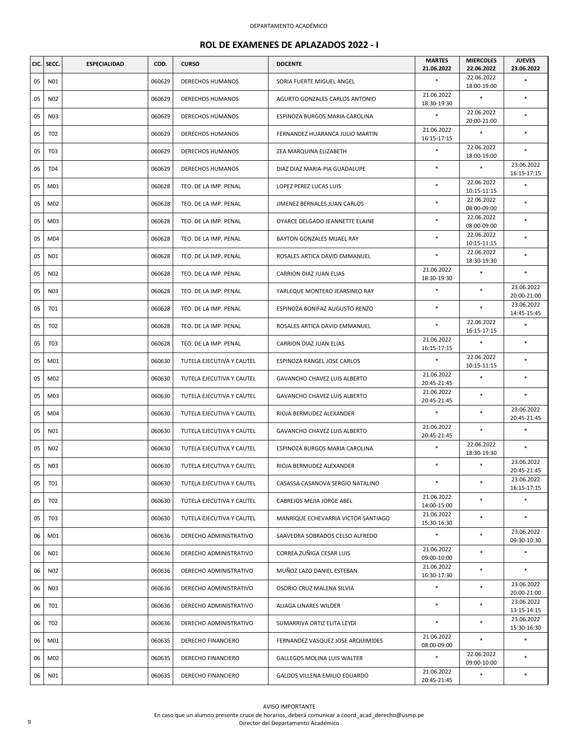DEPARTAMENTO ACADÉMICO

## ROL DE EXAMENES DE APLAZADOS 2022 - I

| CIC. | SECC. | ESPECIALIDAD | COD. | CURSO | DOCENTE | MARTES 21.06.2022 | MIERCOLES 22.06.2022 | JUEVES 23.06.2022 |
|---|---|---|---|---|---|---|---|---|
| 05 | N01 | | 060629 | DERECHOS HUMANOS | SORIA FUERTE MIGUEL ANGEL | * | 22.06.2022 18:00-19:00 | * |
| 05 | N02 | | 060629 | DERECHOS HUMANOS | AGURTO GONZALES CARLOS ANTONIO | 21.06.2022 18:30-19:30 | * | * |
| 05 | N03 | | 060629 | DERECHOS HUMANOS | ESPINOZA BURGOS MARIA CAROLINA | * | 22.06.2022 20:00-21:00 | * |
| 05 | T02 | | 060629 | DERECHOS HUMANOS | FERNANDEZ HUARANCA JULIO MARTIN | 21.06.2022 16:15-17:15 | * | * |
| 05 | T03 | | 060629 | DERECHOS HUMANOS | ZEA MARQUINA ELIZABETH | * | 22.06.2022 18:00-19:00 | * |
| 05 | T04 | | 060629 | DERECHOS HUMANOS | DIAZ DIAZ MARIA-PIA GUADALUPE | * | * | 23.06.2022 16:15-17:15 |
| 05 | M01 | | 060628 | TEO. DE LA IMP. PENAL | LOPEZ PEREZ LUCAS LUIS | * | 22.06.2022 10:15-11:15 | * |
| 05 | M02 | | 060628 | TEO. DE LA IMP. PENAL | JIMENEZ BERNALES JUAN CARLOS | * | 22.06.2022 08:00-09:00 | * |
| 05 | M03 | | 060628 | TEO. DE LA IMP. PENAL | OYARCE DELGADO JEANNETTE ELAINE | * | 22.06.2022 08:00-09:00 | * |
| 05 | M04 | | 060628 | TEO. DE LA IMP. PENAL | BAYTON GONZALES MIJAEL RAY | * | 22.06.2022 10:15-11:15 | * |
| 05 | N01 | | 060628 | TEO. DE LA IMP. PENAL | ROSALES ARTICA DAVID EMMANUEL | * | 22.06.2022 18:30-19:30 | * |
| 05 | N02 | | 060628 | TEO. DE LA IMP. PENAL | CARRION DIAZ JUAN ELIAS | 21.06.2022 18:30-19:30 | * | * |
| 05 | N03 | | 060628 | TEO. DE LA IMP. PENAL | YARLEQUE MONTERO JEARSINEO RAY | * | * | 23.06.2022 20:00-21:00 |
| 05 | T01 | | 060628 | TEO. DE LA IMP. PENAL | ESPINOZA BONIFAZ AUGUSTO RENZO | * | * | 23.06.2022 14:45-15:45 |
| 05 | T02 | | 060628 | TEO. DE LA IMP. PENAL | ROSALES ARTICA DAVID EMMANUEL | * | 22.06.2022 16:15-17:15 | * |
| 05 | T03 | | 060628 | TEO. DE LA IMP. PENAL | CARRION DIAZ JUAN ELIAS | 21.06.2022 16:15-17:15 | * | * |
| 05 | M01 | | 060630 | TUTELA EJECUTIVA Y CAUTEL | ESPINOZA RANGEL JOSE CARLOS | * | 22.06.2022 10:15-11:15 | * |
| 05 | M02 | | 060630 | TUTELA EJECUTIVA Y CAUTEL | GAVANCHO CHAVEZ LUIS ALBERTO | 21.06.2022 20:45-21:45 | * | * |
| 05 | M03 | | 060630 | TUTELA EJECUTIVA Y CAUTEL | GAVANCHO CHAVEZ LUIS ALBERTO | 21.06.2022 20:45-21:45 | * | * |
| 05 | M04 | | 060630 | TUTELA EJECUTIVA Y CAUTEL | RIOJA BERMUDEZ ALEXANDER | * | * | 23.06.2022 20:45-21:45 |
| 05 | N01 | | 060630 | TUTELA EJECUTIVA Y CAUTEL | GAVANCHO CHAVEZ LUIS ALBERTO | 21.06.2022 20:45-21:45 | * | * |
| 05 | N02 | | 060630 | TUTELA EJECUTIVA Y CAUTEL | ESPINOZA BURGOS MARIA CAROLINA | * | 22.06.2022 18:30-19:30 | * |
| 05 | N03 | | 060630 | TUTELA EJECUTIVA Y CAUTEL | RIOJA BERMUDEZ ALEXANDER | * | * | 23.06.2022 20:45-21:45 |
| 05 | T01 | | 060630 | TUTELA EJECUTIVA Y CAUTEL | CASASSA CASANOVA SERGIO NATALINO | * | * | 23.06.2022 16:15-17:15 |
| 05 | T02 | | 060630 | TUTELA EJECUTIVA Y CAUTEL | CABREJOS MEJIA JORGE ABEL | 21.06.2022 14:00-15:00 | * | * |
| 05 | T03 | | 060630 | TUTELA EJECUTIVA Y CAUTEL | MANRIQUE ECHEVARRIA VICTOR SANTIAGO | 21.06.2022 15:30-16:30 | * | * |
| 06 | M01 | | 060636 | DERECHO ADMINISTRATIVO | SAAVEDRA SOBRADOS CELSO ALFREDO | * | * | 23.06.2022 09:30-10:30 |
| 06 | N01 | | 060636 | DERECHO ADMINISTRATIVO | CORREA ZUÑIGA CESAR LUIS | 21.06.2022 09:00-10:00 | * | * |
| 06 | N02 | | 060636 | DERECHO ADMINISTRATIVO | MUÑOZ LAZO DANIEL ESTEBAN | 21.06.2022 16:30-17:30 | * | * |
| 06 | N03 | | 060636 | DERECHO ADMINISTRATIVO | OSORIO CRUZ MALENA SILVIA | * | * | 23.06.2022 20:00-21:00 |
| 06 | T01 | | 060636 | DERECHO ADMINISTRATIVO | ALIAGA LINARES WILDER | * | * | 23.06.2022 13:15-14:15 |
| 06 | T02 | | 060636 | DERECHO ADMINISTRATIVO | SUMARRIVA ORTIZ ELITA LEYDI | * | * | 23.06.2022 15:30-16:30 |
| 06 | M01 | | 060635 | DERECHO FINANCIERO | FERNANDEZ VASQUEZ JOSE ARQUIMIDES | 21.06.2022 08:00-09:00 | * | * |
| 06 | M02 | | 060635 | DERECHO FINANCIERO | GALLEGOS MOLINA LUIS WALTER | * | 22.06.2022 09:00-10:00 | * |
| 06 | N01 | | 060635 | DERECHO FINANCIERO | GALDOS VILLENA EMILIO EDUARDO | 21.06.2022 20:45-21:45 | * | * |

AVISO IMPORTANTE

En caso que un alumno presente cruce de horarios, deberá comunicar a coord_acad_derecho@usmp.pe

Director del Departamento Académico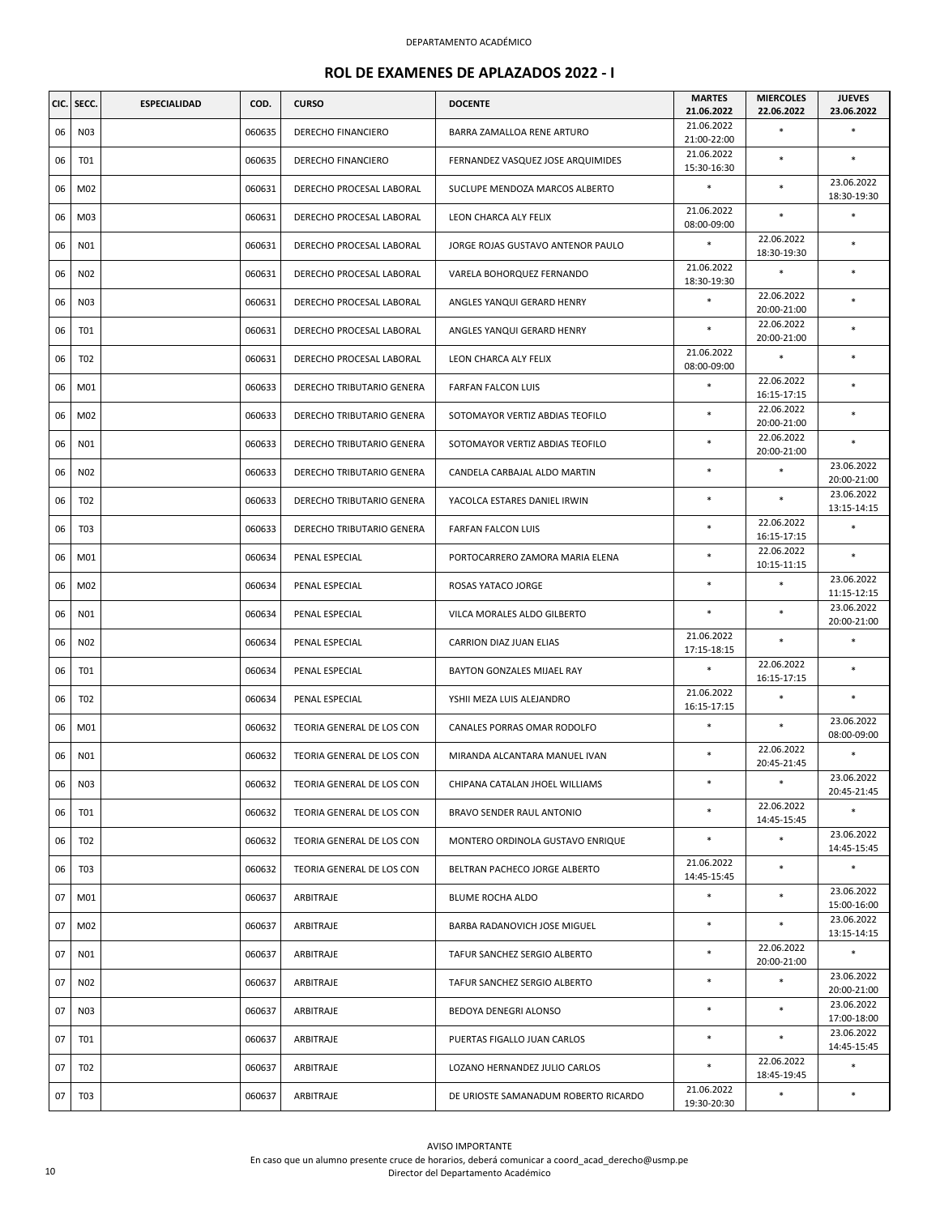DEPARTAMENTO ACADÉMICO

## ROL DE EXAMENES DE APLAZADOS 2022 - I

| CIC. | SECC. | ESPECIALIDAD | COD. | CURSO | DOCENTE | MARTES 21.06.2022 | MIERCOLES 22.06.2022 | JUEVES 23.06.2022 |
|---|---|---|---|---|---|---|---|---|
| 06 | N03 | | 060635 | DERECHO FINANCIERO | BARRA ZAMALLOA RENE ARTURO | 21.06.2022 21:00-22:00 | * | * |
| 06 | T01 | | 060635 | DERECHO FINANCIERO | FERNANDEZ VASQUEZ JOSE ARQUIMIDES | 21.06.2022 15:30-16:30 | * | * |
| 06 | M02 | | 060631 | DERECHO PROCESAL LABORAL | SUCLUPE MENDOZA MARCOS ALBERTO | * | * | 23.06.2022 18:30-19:30 |
| 06 | M03 | | 060631 | DERECHO PROCESAL LABORAL | LEON CHARCA ALY FELIX | 21.06.2022 08:00-09:00 | * | * |
| 06 | N01 | | 060631 | DERECHO PROCESAL LABORAL | JORGE ROJAS GUSTAVO ANTENOR PAULO | * | 22.06.2022 18:30-19:30 | * |
| 06 | N02 | | 060631 | DERECHO PROCESAL LABORAL | VARELA BOHORQUEZ FERNANDO | 21.06.2022 18:30-19:30 | * | * |
| 06 | N03 | | 060631 | DERECHO PROCESAL LABORAL | ANGLES YANQUI GERARD HENRY | * | 22.06.2022 20:00-21:00 | * |
| 06 | T01 | | 060631 | DERECHO PROCESAL LABORAL | ANGLES YANQUI GERARD HENRY | * | 22.06.2022 20:00-21:00 | * |
| 06 | T02 | | 060631 | DERECHO PROCESAL LABORAL | LEON CHARCA ALY FELIX | 21.06.2022 08:00-09:00 | * | * |
| 06 | M01 | | 060633 | DERECHO TRIBUTARIO GENERA | FARFAN FALCON LUIS | * | 22.06.2022 16:15-17:15 | * |
| 06 | M02 | | 060633 | DERECHO TRIBUTARIO GENERA | SOTOMAYOR VERTIZ ABDIAS TEOFILO | * | 22.06.2022 20:00-21:00 | * |
| 06 | N01 | | 060633 | DERECHO TRIBUTARIO GENERA | SOTOMAYOR VERTIZ ABDIAS TEOFILO | * | 22.06.2022 20:00-21:00 | * |
| 06 | N02 | | 060633 | DERECHO TRIBUTARIO GENERA | CANDELA CARBAJAL ALDO MARTIN | * | * | 23.06.2022 20:00-21:00 |
| 06 | T02 | | 060633 | DERECHO TRIBUTARIO GENERA | YACOLCA ESTARES DANIEL IRWIN | * | * | 23.06.2022 13:15-14:15 |
| 06 | T03 | | 060633 | DERECHO TRIBUTARIO GENERA | FARFAN FALCON LUIS | * | 22.06.2022 16:15-17:15 | * |
| 06 | M01 | | 060634 | PENAL ESPECIAL | PORTOCARRERO ZAMORA MARIA ELENA | * | 22.06.2022 10:15-11:15 | * |
| 06 | M02 | | 060634 | PENAL ESPECIAL | ROSAS YATACO JORGE | * | * | 23.06.2022 11:15-12:15 |
| 06 | N01 | | 060634 | PENAL ESPECIAL | VILCA MORALES ALDO GILBERTO | * | * | 23.06.2022 20:00-21:00 |
| 06 | N02 | | 060634 | PENAL ESPECIAL | CARRION DIAZ JUAN ELIAS | 21.06.2022 17:15-18:15 | * | * |
| 06 | T01 | | 060634 | PENAL ESPECIAL | BAYTON GONZALES MIJAEL RAY | * | 22.06.2022 16:15-17:15 | * |
| 06 | T02 | | 060634 | PENAL ESPECIAL | YSHII MEZA LUIS ALEJANDRO | 21.06.2022 16:15-17:15 | * | * |
| 06 | M01 | | 060632 | TEORIA GENERAL DE LOS CON | CANALES PORRAS OMAR RODOLFO | * | * | 23.06.2022 08:00-09:00 |
| 06 | N01 | | 060632 | TEORIA GENERAL DE LOS CON | MIRANDA ALCANTARA MANUEL IVAN | * | 22.06.2022 20:45-21:45 | * |
| 06 | N03 | | 060632 | TEORIA GENERAL DE LOS CON | CHIPANA CATALAN JHOEL WILLIAMS | * | * | 23.06.2022 20:45-21:45 |
| 06 | T01 | | 060632 | TEORIA GENERAL DE LOS CON | BRAVO SENDER RAUL ANTONIO | * | 22.06.2022 14:45-15:45 | * |
| 06 | T02 | | 060632 | TEORIA GENERAL DE LOS CON | MONTERO ORDINOLA GUSTAVO ENRIQUE | * | * | 23.06.2022 14:45-15:45 |
| 06 | T03 | | 060632 | TEORIA GENERAL DE LOS CON | BELTRAN PACHECO JORGE ALBERTO | 21.06.2022 14:45-15:45 | * | * |
| 07 | M01 | | 060637 | ARBITRAJE | BLUME ROCHA ALDO | * | * | 23.06.2022 15:00-16:00 |
| 07 | M02 | | 060637 | ARBITRAJE | BARBA RADANOVICH JOSE MIGUEL | * | * | 23.06.2022 13:15-14:15 |
| 07 | N01 | | 060637 | ARBITRAJE | TAFUR SANCHEZ SERGIO ALBERTO | * | 22.06.2022 20:00-21:00 | * |
| 07 | N02 | | 060637 | ARBITRAJE | TAFUR SANCHEZ SERGIO ALBERTO | * | * | 23.06.2022 20:00-21:00 |
| 07 | N03 | | 060637 | ARBITRAJE | BEDOYA DENEGRI ALONSO | * | * | 23.06.2022 17:00-18:00 |
| 07 | T01 | | 060637 | ARBITRAJE | PUERTAS FIGALLO JUAN CARLOS | * | * | 23.06.2022 14:45-15:45 |
| 07 | T02 | | 060637 | ARBITRAJE | LOZANO HERNANDEZ JULIO CARLOS | * | 22.06.2022 18:45-19:45 | * |
| 07 | T03 | | 060637 | ARBITRAJE | DE URIOSTE SAMANADUM ROBERTO RICARDO | 21.06.2022 19:30-20:30 | * | * |

AVISO IMPORTANTE

En caso que un alumno presente cruce de horarios, deberá comunicar a coord_acad_derecho@usmp.pe

Director del Departamento Académico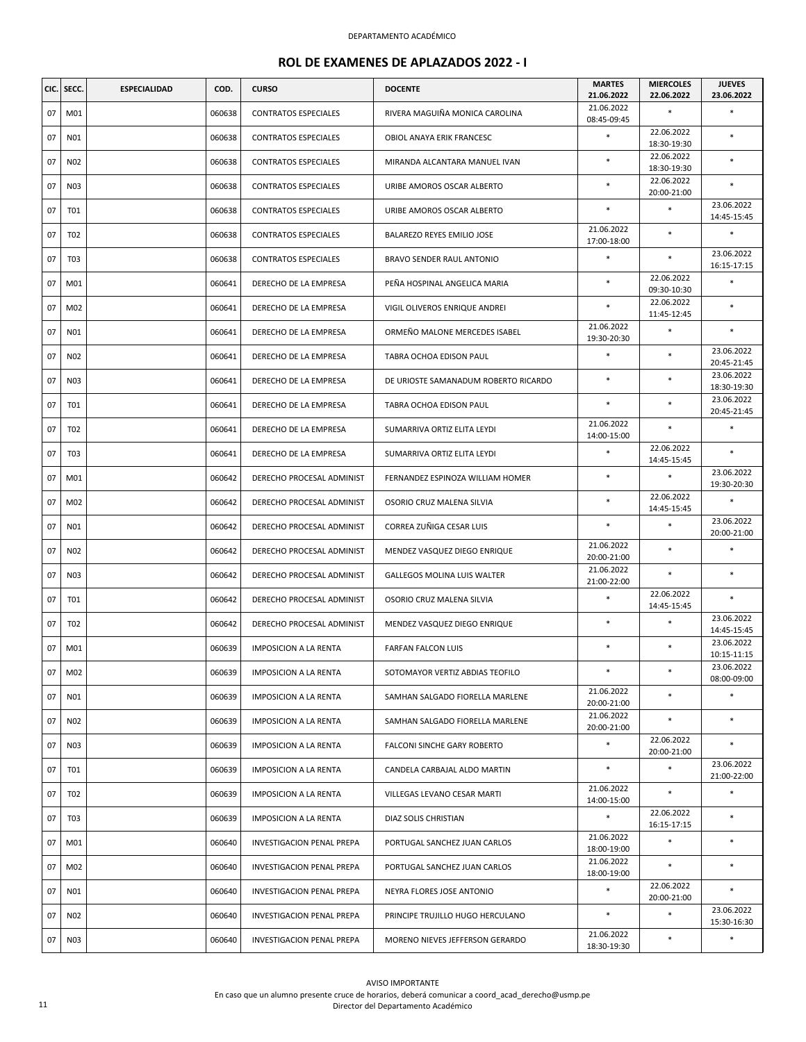DEPARTAMENTO ACADÉMICO

## ROL DE EXAMENES DE APLAZADOS 2022 - I

| CIC. | SECC. | ESPECIALIDAD | COD. | CURSO | DOCENTE | MARTES 21.06.2022 | MIERCOLES 22.06.2022 | JUEVES 23.06.2022 |
|---|---|---|---|---|---|---|---|---|
| 07 | M01 | | 060638 | CONTRATOS ESPECIALES | RIVERA MAGUIÑA MONICA CAROLINA | 21.06.2022 08:45-09:45 | * | * |
| 07 | N01 | | 060638 | CONTRATOS ESPECIALES | OBIOL ANAYA ERIK FRANCESC | * | 22.06.2022 18:30-19:30 | * |
| 07 | N02 | | 060638 | CONTRATOS ESPECIALES | MIRANDA ALCANTARA MANUEL IVAN | * | 22.06.2022 18:30-19:30 | * |
| 07 | N03 | | 060638 | CONTRATOS ESPECIALES | URIBE AMOROS OSCAR ALBERTO | * | 22.06.2022 20:00-21:00 | * |
| 07 | T01 | | 060638 | CONTRATOS ESPECIALES | URIBE AMOROS OSCAR ALBERTO | * | * | 23.06.2022 14:45-15:45 |
| 07 | T02 | | 060638 | CONTRATOS ESPECIALES | BALAREZO REYES EMILIO JOSE | 21.06.2022 17:00-18:00 | * | * |
| 07 | T03 | | 060638 | CONTRATOS ESPECIALES | BRAVO SENDER RAUL ANTONIO | * | * | 23.06.2022 16:15-17:15 |
| 07 | M01 | | 060641 | DERECHO DE LA EMPRESA | PEÑA HOSPINAL ANGELICA MARIA | * | 22.06.2022 09:30-10:30 | * |
| 07 | M02 | | 060641 | DERECHO DE LA EMPRESA | VIGIL OLIVEROS ENRIQUE ANDREI | * | 22.06.2022 11:45-12:45 | * |
| 07 | N01 | | 060641 | DERECHO DE LA EMPRESA | ORMEÑO MALONE MERCEDES ISABEL | 21.06.2022 19:30-20:30 | * | * |
| 07 | N02 | | 060641 | DERECHO DE LA EMPRESA | TABRA OCHOA EDISON PAUL | * | * | 23.06.2022 20:45-21:45 |
| 07 | N03 | | 060641 | DERECHO DE LA EMPRESA | DE URIOSTE SAMANADUM ROBERTO RICARDO | * | * | 23.06.2022 18:30-19:30 |
| 07 | T01 | | 060641 | DERECHO DE LA EMPRESA | TABRA OCHOA EDISON PAUL | * | * | 23.06.2022 20:45-21:45 |
| 07 | T02 | | 060641 | DERECHO DE LA EMPRESA | SUMARRIVA ORTIZ ELITA LEYDI | 21.06.2022 14:00-15:00 | * | * |
| 07 | T03 | | 060641 | DERECHO DE LA EMPRESA | SUMARRIVA ORTIZ ELITA LEYDI | * | 22.06.2022 14:45-15:45 | * |
| 07 | M01 | | 060642 | DERECHO PROCESAL ADMINIST | FERNANDEZ ESPINOZA WILLIAM HOMER | * | * | 23.06.2022 19:30-20:30 |
| 07 | M02 | | 060642 | DERECHO PROCESAL ADMINIST | OSORIO CRUZ MALENA SILVIA | * | 22.06.2022 14:45-15:45 | * |
| 07 | N01 | | 060642 | DERECHO PROCESAL ADMINIST | CORREA ZUÑIGA CESAR LUIS | * | * | 23.06.2022 20:00-21:00 |
| 07 | N02 | | 060642 | DERECHO PROCESAL ADMINIST | MENDEZ VASQUEZ DIEGO ENRIQUE | 21.06.2022 20:00-21:00 | * | * |
| 07 | N03 | | 060642 | DERECHO PROCESAL ADMINIST | GALLEGOS MOLINA LUIS WALTER | 21.06.2022 21:00-22:00 | * | * |
| 07 | T01 | | 060642 | DERECHO PROCESAL ADMINIST | OSORIO CRUZ MALENA SILVIA | * | 22.06.2022 14:45-15:45 | * |
| 07 | T02 | | 060642 | DERECHO PROCESAL ADMINIST | MENDEZ VASQUEZ DIEGO ENRIQUE | * | * | 23.06.2022 14:45-15:45 |
| 07 | M01 | | 060639 | IMPOSICION A LA RENTA | FARFAN FALCON LUIS | * | * | 23.06.2022 10:15-11:15 |
| 07 | M02 | | 060639 | IMPOSICION A LA RENTA | SOTOMAYOR VERTIZ ABDIAS TEOFILO | * | * | 23.06.2022 08:00-09:00 |
| 07 | N01 | | 060639 | IMPOSICION A LA RENTA | SAMHAN SALGADO FIORELLA MARLENE | 21.06.2022 20:00-21:00 | * | * |
| 07 | N02 | | 060639 | IMPOSICION A LA RENTA | SAMHAN SALGADO FIORELLA MARLENE | 21.06.2022 20:00-21:00 | * | * |
| 07 | N03 | | 060639 | IMPOSICION A LA RENTA | FALCONI SINCHE GARY ROBERTO | * | 22.06.2022 20:00-21:00 | * |
| 07 | T01 | | 060639 | IMPOSICION A LA RENTA | CANDELA CARBAJAL ALDO MARTIN | * | * | 23.06.2022 21:00-22:00 |
| 07 | T02 | | 060639 | IMPOSICION A LA RENTA | VILLEGAS LEVANO CESAR MARTI | 21.06.2022 14:00-15:00 | * | * |
| 07 | T03 | | 060639 | IMPOSICION A LA RENTA | DIAZ SOLIS CHRISTIAN | * | 22.06.2022 16:15-17:15 | * |
| 07 | M01 | | 060640 | INVESTIGACION PENAL PREPA | PORTUGAL SANCHEZ JUAN CARLOS | 21.06.2022 18:00-19:00 | * | * |
| 07 | M02 | | 060640 | INVESTIGACION PENAL PREPA | PORTUGAL SANCHEZ JUAN CARLOS | 21.06.2022 18:00-19:00 | * | * |
| 07 | N01 | | 060640 | INVESTIGACION PENAL PREPA | NEYRA FLORES JOSE ANTONIO | * | 22.06.2022 20:00-21:00 | * |
| 07 | N02 | | 060640 | INVESTIGACION PENAL PREPA | PRINCIPE TRUJILLO HUGO HERCULANO | * | * | 23.06.2022 15:30-16:30 |
| 07 | N03 | | 060640 | INVESTIGACION PENAL PREPA | MORENO NIEVES JEFFERSON GERARDO | 21.06.2022 18:30-19:30 | * | * |

AVISO IMPORTANTE

En caso que un alumno presente cruce de horarios, deberá comunicar a coord_acad_derecho@usmp.pe

Director del Departamento Académico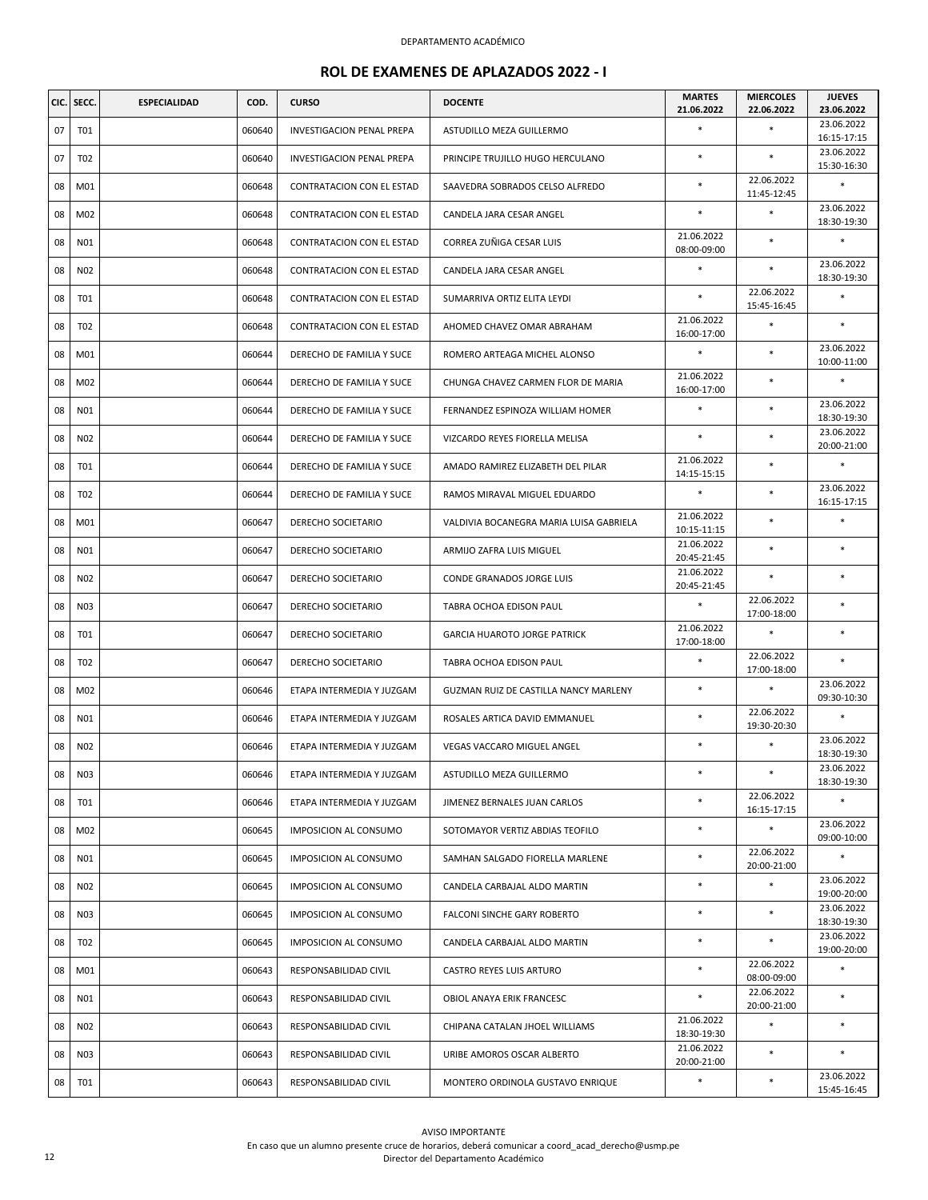DEPARTAMENTO ACADÉMICO

## ROL DE EXAMENES DE APLAZADOS 2022 - I

| CIC. | SECC. | ESPECIALIDAD | COD. | CURSO | DOCENTE | MARTES 21.06.2022 | MIERCOLES 22.06.2022 | JUEVES 23.06.2022 |
|---|---|---|---|---|---|---|---|---|
| 07 | T01 | | 060640 | INVESTIGACION PENAL PREPA | ASTUDILLO MEZA GUILLERMO | * | * | 23.06.2022 16:15-17:15 |
| 07 | T02 | | 060640 | INVESTIGACION PENAL PREPA | PRINCIPE TRUJILLO HUGO HERCULANO | * | * | 23.06.2022 15:30-16:30 |
| 08 | M01 | | 060648 | CONTRATACION CON EL ESTAD | SAAVEDRA SOBRADOS CELSO ALFREDO | * | 22.06.2022 11:45-12:45 | * |
| 08 | M02 | | 060648 | CONTRATACION CON EL ESTAD | CANDELA JARA CESAR ANGEL | * | * | 23.06.2022 18:30-19:30 |
| 08 | N01 | | 060648 | CONTRATACION CON EL ESTAD | CORREA ZUÑIGA CESAR LUIS | 21.06.2022 08:00-09:00 | * | * |
| 08 | N02 | | 060648 | CONTRATACION CON EL ESTAD | CANDELA JARA CESAR ANGEL | * | * | 23.06.2022 18:30-19:30 |
| 08 | T01 | | 060648 | CONTRATACION CON EL ESTAD | SUMARRIVA ORTIZ ELITA LEYDI | * | 22.06.2022 15:45-16:45 | * |
| 08 | T02 | | 060648 | CONTRATACION CON EL ESTAD | AHOMED CHAVEZ OMAR ABRAHAM | 21.06.2022 16:00-17:00 | * | * |
| 08 | M01 | | 060644 | DERECHO DE FAMILIA Y SUCE | ROMERO ARTEAGA MICHEL ALONSO | * | * | 23.06.2022 10:00-11:00 |
| 08 | M02 | | 060644 | DERECHO DE FAMILIA Y SUCE | CHUNGA CHAVEZ CARMEN FLOR DE MARIA | 21.06.2022 16:00-17:00 | * | * |
| 08 | N01 | | 060644 | DERECHO DE FAMILIA Y SUCE | FERNANDEZ ESPINOZA WILLIAM HOMER | * | * | 23.06.2022 18:30-19:30 |
| 08 | N02 | | 060644 | DERECHO DE FAMILIA Y SUCE | VIZCARDO REYES FIORELLA MELISA | * | * | 23.06.2022 20:00-21:00 |
| 08 | T01 | | 060644 | DERECHO DE FAMILIA Y SUCE | AMADO RAMIREZ ELIZABETH DEL PILAR | 21.06.2022 14:15-15:15 | * | * |
| 08 | T02 | | 060644 | DERECHO DE FAMILIA Y SUCE | RAMOS MIRAVAL MIGUEL EDUARDO | * | * | 23.06.2022 16:15-17:15 |
| 08 | M01 | | 060647 | DERECHO SOCIETARIO | VALDIVIA BOCANEGRA MARIA LUISA GABRIELA | 21.06.2022 10:15-11:15 | * | * |
| 08 | N01 | | 060647 | DERECHO SOCIETARIO | ARMIJO ZAFRA LUIS MIGUEL | 21.06.2022 20:45-21:45 | * | * |
| 08 | N02 | | 060647 | DERECHO SOCIETARIO | CONDE GRANADOS JORGE LUIS | 21.06.2022 20:45-21:45 | * | * |
| 08 | N03 | | 060647 | DERECHO SOCIETARIO | TABRA OCHOA EDISON PAUL | * | 22.06.2022 17:00-18:00 | * |
| 08 | T01 | | 060647 | DERECHO SOCIETARIO | GARCIA HUAROTO JORGE PATRICK | 21.06.2022 17:00-18:00 | * | * |
| 08 | T02 | | 060647 | DERECHO SOCIETARIO | TABRA OCHOA EDISON PAUL | * | 22.06.2022 17:00-18:00 | * |
| 08 | M02 | | 060646 | ETAPA INTERMEDIA Y JUZGAM | GUZMAN RUIZ DE CASTILLA NANCY MARLENY | * | * | 23.06.2022 09:30-10:30 |
| 08 | N01 | | 060646 | ETAPA INTERMEDIA Y JUZGAM | ROSALES ARTICA DAVID EMMANUEL | * | 22.06.2022 19:30-20:30 | * |
| 08 | N02 | | 060646 | ETAPA INTERMEDIA Y JUZGAM | VEGAS VACCARO MIGUEL ANGEL | * | * | 23.06.2022 18:30-19:30 |
| 08 | N03 | | 060646 | ETAPA INTERMEDIA Y JUZGAM | ASTUDILLO MEZA GUILLERMO | * | * | 23.06.2022 18:30-19:30 |
| 08 | T01 | | 060646 | ETAPA INTERMEDIA Y JUZGAM | JIMENEZ BERNALES JUAN CARLOS | * | 22.06.2022 16:15-17:15 | * |
| 08 | M02 | | 060645 | IMPOSICION AL CONSUMO | SOTOMAYOR VERTIZ ABDIAS TEOFILO | * | * | 23.06.2022 09:00-10:00 |
| 08 | N01 | | 060645 | IMPOSICION AL CONSUMO | SAMHAN SALGADO FIORELLA MARLENE | * | 22.06.2022 20:00-21:00 | * |
| 08 | N02 | | 060645 | IMPOSICION AL CONSUMO | CANDELA CARBAJAL ALDO MARTIN | * | * | 23.06.2022 19:00-20:00 |
| 08 | N03 | | 060645 | IMPOSICION AL CONSUMO | FALCONI SINCHE GARY ROBERTO | * | * | 23.06.2022 18:30-19:30 |
| 08 | T02 | | 060645 | IMPOSICION AL CONSUMO | CANDELA CARBAJAL ALDO MARTIN | * | * | 23.06.2022 19:00-20:00 |
| 08 | M01 | | 060643 | RESPONSABILIDAD CIVIL | CASTRO REYES LUIS ARTURO | * | 22.06.2022 08:00-09:00 | * |
| 08 | N01 | | 060643 | RESPONSABILIDAD CIVIL | OBIOL ANAYA ERIK FRANCESC | * | 22.06.2022 20:00-21:00 | * |
| 08 | N02 | | 060643 | RESPONSABILIDAD CIVIL | CHIPANA CATALAN JHOEL WILLIAMS | 21.06.2022 18:30-19:30 | * | * |
| 08 | N03 | | 060643 | RESPONSABILIDAD CIVIL | URIBE AMOROS OSCAR ALBERTO | 21.06.2022 20:00-21:00 | * | * |
| 08 | T01 | | 060643 | RESPONSABILIDAD CIVIL | MONTERO ORDINOLA GUSTAVO ENRIQUE | * | * | 23.06.2022 15:45-16:45 |

AVISO IMPORTANTE

En caso que un alumno presente cruce de horarios, deberá comunicar a coord_acad_derecho@usmp.pe

Director del Departamento Académico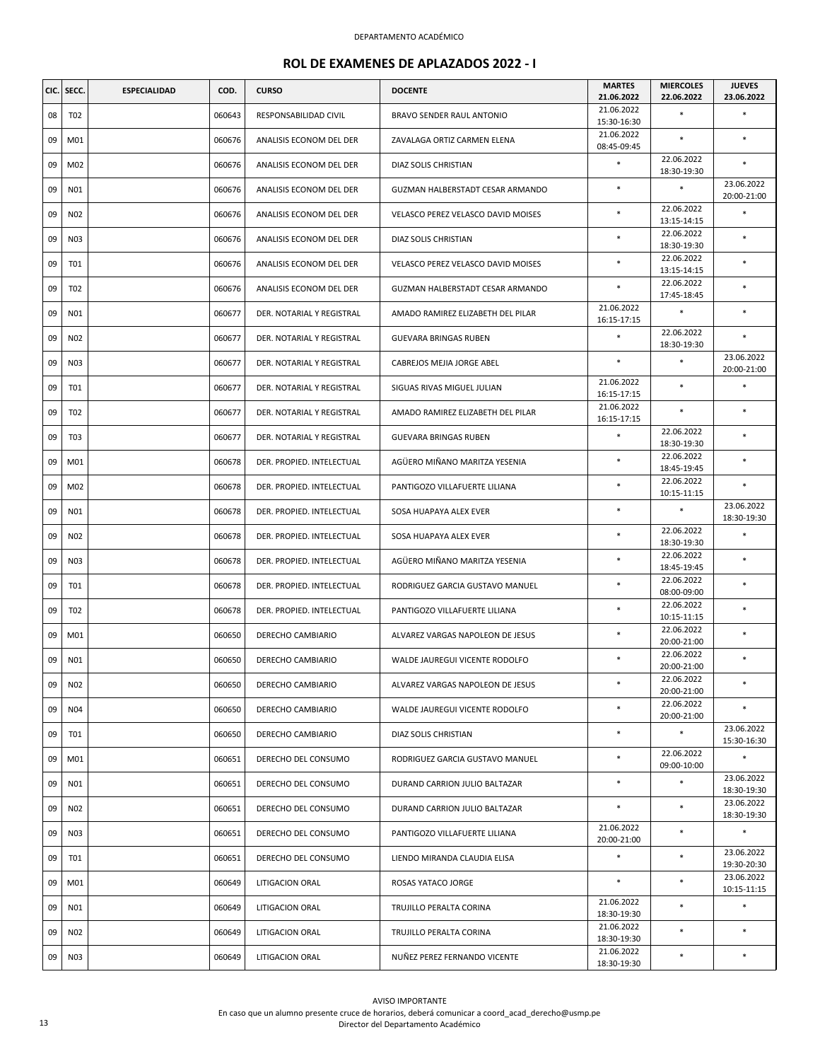DEPARTAMENTO ACADÉMICO

## ROL DE EXAMENES DE APLAZADOS 2022 - I

| CIC. | SECC. | ESPECIALIDAD | COD. | CURSO | DOCENTE | MARTES 21.06.2022 | MIERCOLES 22.06.2022 | JUEVES 23.06.2022 |
|---|---|---|---|---|---|---|---|---|
| 08 | T02 | | 060643 | RESPONSABILIDAD CIVIL | BRAVO SENDER RAUL ANTONIO | 21.06.2022 15:30-16:30 | * | * |
| 09 | M01 | | 060676 | ANALISIS ECONOM DEL DER | ZAVALAGA ORTIZ CARMEN ELENA | 21.06.2022 08:45-09:45 | * | * |
| 09 | M02 | | 060676 | ANALISIS ECONOM DEL DER | DIAZ SOLIS CHRISTIAN | * | 22.06.2022 18:30-19:30 | * |
| 09 | N01 | | 060676 | ANALISIS ECONOM DEL DER | GUZMAN HALBERSTADT CESAR ARMANDO | * | * | 23.06.2022 20:00-21:00 |
| 09 | N02 | | 060676 | ANALISIS ECONOM DEL DER | VELASCO PEREZ VELASCO DAVID MOISES | * | 22.06.2022 13:15-14:15 | * |
| 09 | N03 | | 060676 | ANALISIS ECONOM DEL DER | DIAZ SOLIS CHRISTIAN | * | 22.06.2022 18:30-19:30 | * |
| 09 | T01 | | 060676 | ANALISIS ECONOM DEL DER | VELASCO PEREZ VELASCO DAVID MOISES | * | 22.06.2022 13:15-14:15 | * |
| 09 | T02 | | 060676 | ANALISIS ECONOM DEL DER | GUZMAN HALBERSTADT CESAR ARMANDO | * | 22.06.2022 17:45-18:45 | * |
| 09 | N01 | | 060677 | DER. NOTARIAL Y REGISTRAL | AMADO RAMIREZ ELIZABETH DEL PILAR | 21.06.2022 16:15-17:15 | * | * |
| 09 | N02 | | 060677 | DER. NOTARIAL Y REGISTRAL | GUEVARA BRINGAS RUBEN | * | 22.06.2022 18:30-19:30 | * |
| 09 | N03 | | 060677 | DER. NOTARIAL Y REGISTRAL | CABREJOS MEJIA JORGE ABEL | * | * | 23.06.2022 20:00-21:00 |
| 09 | T01 | | 060677 | DER. NOTARIAL Y REGISTRAL | SIGUAS RIVAS MIGUEL JULIAN | 21.06.2022 16:15-17:15 | * | * |
| 09 | T02 | | 060677 | DER. NOTARIAL Y REGISTRAL | AMADO RAMIREZ ELIZABETH DEL PILAR | 21.06.2022 16:15-17:15 | * | * |
| 09 | T03 | | 060677 | DER. NOTARIAL Y REGISTRAL | GUEVARA BRINGAS RUBEN | * | 22.06.2022 18:30-19:30 | * |
| 09 | M01 | | 060678 | DER. PROPIED. INTELECTUAL | AGÜERO MIÑANO MARITZA YESENIA | * | 22.06.2022 18:45-19:45 | * |
| 09 | M02 | | 060678 | DER. PROPIED. INTELECTUAL | PANTIGOZO VILLAFUERTE LILIANA | * | 22.06.2022 10:15-11:15 | * |
| 09 | N01 | | 060678 | DER. PROPIED. INTELECTUAL | SOSA HUAPAYA ALEX EVER | * | * | 23.06.2022 18:30-19:30 |
| 09 | N02 | | 060678 | DER. PROPIED. INTELECTUAL | SOSA HUAPAYA ALEX EVER | * | 22.06.2022 18:30-19:30 | * |
| 09 | N03 | | 060678 | DER. PROPIED. INTELECTUAL | AGÜERO MIÑANO MARITZA YESENIA | * | 22.06.2022 18:45-19:45 | * |
| 09 | T01 | | 060678 | DER. PROPIED. INTELECTUAL | RODRIGUEZ GARCIA GUSTAVO MANUEL | * | 22.06.2022 08:00-09:00 | * |
| 09 | T02 | | 060678 | DER. PROPIED. INTELECTUAL | PANTIGOZO VILLAFUERTE LILIANA | * | 22.06.2022 10:15-11:15 | * |
| 09 | M01 | | 060650 | DERECHO CAMBIARIO | ALVAREZ VARGAS NAPOLEON DE JESUS | * | 22.06.2022 20:00-21:00 | * |
| 09 | N01 | | 060650 | DERECHO CAMBIARIO | WALDE JAUREGUI VICENTE RODOLFO | * | 22.06.2022 20:00-21:00 | * |
| 09 | N02 | | 060650 | DERECHO CAMBIARIO | ALVAREZ VARGAS NAPOLEON DE JESUS | * | 22.06.2022 20:00-21:00 | * |
| 09 | N04 | | 060650 | DERECHO CAMBIARIO | WALDE JAUREGUI VICENTE RODOLFO | * | 22.06.2022 20:00-21:00 | * |
| 09 | T01 | | 060650 | DERECHO CAMBIARIO | DIAZ SOLIS CHRISTIAN | * | * | 23.06.2022 15:30-16:30 |
| 09 | M01 | | 060651 | DERECHO DEL CONSUMO | RODRIGUEZ GARCIA GUSTAVO MANUEL | * | 22.06.2022 09:00-10:00 | * |
| 09 | N01 | | 060651 | DERECHO DEL CONSUMO | DURAND CARRION JULIO BALTAZAR | * | * | 23.06.2022 18:30-19:30 |
| 09 | N02 | | 060651 | DERECHO DEL CONSUMO | DURAND CARRION JULIO BALTAZAR | * | * | 23.06.2022 18:30-19:30 |
| 09 | N03 | | 060651 | DERECHO DEL CONSUMO | PANTIGOZO VILLAFUERTE LILIANA | 21.06.2022 20:00-21:00 | * | * |
| 09 | T01 | | 060651 | DERECHO DEL CONSUMO | LIENDO MIRANDA CLAUDIA ELISA | * | * | 23.06.2022 19:30-20:30 |
| 09 | M01 | | 060649 | LITIGACION ORAL | ROSAS YATACO JORGE | * | * | 23.06.2022 10:15-11:15 |
| 09 | N01 | | 060649 | LITIGACION ORAL | TRUJILLO PERALTA CORINA | 21.06.2022 18:30-19:30 | * | * |
| 09 | N02 | | 060649 | LITIGACION ORAL | TRUJILLO PERALTA CORINA | 21.06.2022 18:30-19:30 | * | * |
| 09 | N03 | | 060649 | LITIGACION ORAL | NUÑEZ PEREZ FERNANDO VICENTE | 21.06.2022 18:30-19:30 | * | * |

AVISO IMPORTANTE

En caso que un alumno presente cruce de horarios, deberá comunicar a coord_acad_derecho@usmp.pe

Director del Departamento Académico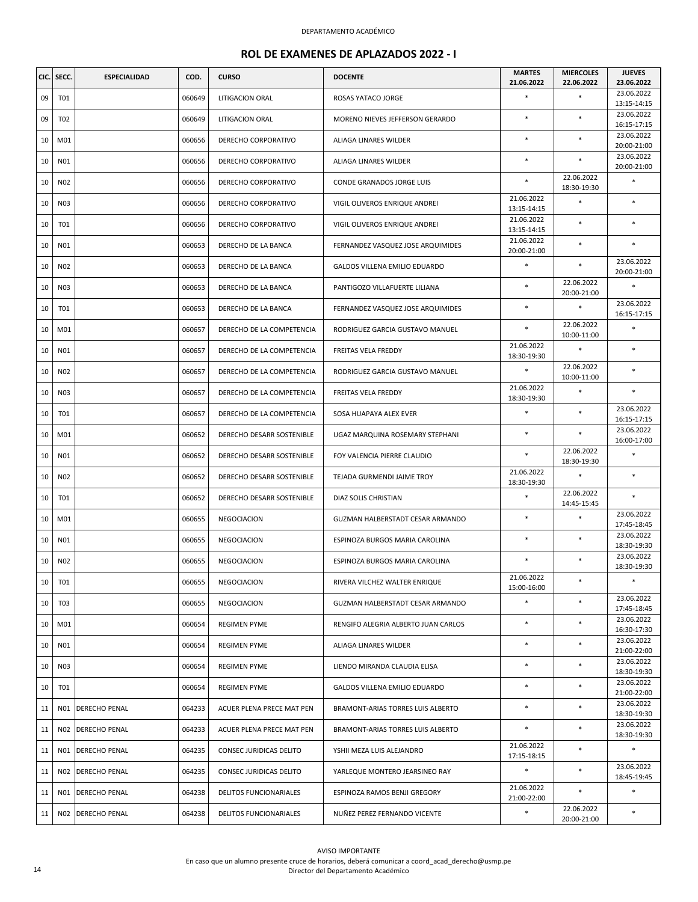DEPARTAMENTO ACADÉMICO

## ROL DE EXAMENES DE APLAZADOS 2022 - I

| CIC. | SECC. | ESPECIALIDAD | COD. | CURSO | DOCENTE | MARTES 21.06.2022 | MIERCOLES 22.06.2022 | JUEVES 23.06.2022 |
|---|---|---|---|---|---|---|---|---|
| 09 | T01 | | 060649 | LITIGACION ORAL | ROSAS YATACO JORGE | * | * | 23.06.2022 13:15-14:15 |
| 09 | T02 | | 060649 | LITIGACION ORAL | MORENO NIEVES JEFFERSON GERARDO | * | * | 23.06.2022 16:15-17:15 |
| 10 | M01 | | 060656 | DERECHO CORPORATIVO | ALIAGA LINARES WILDER | * | * | 23.06.2022 20:00-21:00 |
| 10 | N01 | | 060656 | DERECHO CORPORATIVO | ALIAGA LINARES WILDER | * | * | 23.06.2022 20:00-21:00 |
| 10 | N02 | | 060656 | DERECHO CORPORATIVO | CONDE GRANADOS JORGE LUIS | * | 22.06.2022 18:30-19:30 | * |
| 10 | N03 | | 060656 | DERECHO CORPORATIVO | VIGIL OLIVEROS ENRIQUE ANDREI | 21.06.2022 13:15-14:15 | * | * |
| 10 | T01 | | 060656 | DERECHO CORPORATIVO | VIGIL OLIVEROS ENRIQUE ANDREI | 21.06.2022 13:15-14:15 | * | * |
| 10 | N01 | | 060653 | DERECHO DE LA BANCA | FERNANDEZ VASQUEZ JOSE ARQUIMIDES | 21.06.2022 20:00-21:00 | * | * |
| 10 | N02 | | 060653 | DERECHO DE LA BANCA | GALDOS VILLENA EMILIO EDUARDO | * | * | 23.06.2022 20:00-21:00 |
| 10 | N03 | | 060653 | DERECHO DE LA BANCA | PANTIGOZO VILLAFUERTE LILIANA | * | 22.06.2022 20:00-21:00 | * |
| 10 | T01 | | 060653 | DERECHO DE LA BANCA | FERNANDEZ VASQUEZ JOSE ARQUIMIDES | * | * | 23.06.2022 16:15-17:15 |
| 10 | M01 | | 060657 | DERECHO DE LA COMPETENCIA | RODRIGUEZ GARCIA GUSTAVO MANUEL | * | 22.06.2022 10:00-11:00 | * |
| 10 | N01 | | 060657 | DERECHO DE LA COMPETENCIA | FREITAS VELA FREDDY | 21.06.2022 18:30-19:30 | * | * |
| 10 | N02 | | 060657 | DERECHO DE LA COMPETENCIA | RODRIGUEZ GARCIA GUSTAVO MANUEL | * | 22.06.2022 10:00-11:00 | * |
| 10 | N03 | | 060657 | DERECHO DE LA COMPETENCIA | FREITAS VELA FREDDY | 21.06.2022 18:30-19:30 | * | * |
| 10 | T01 | | 060657 | DERECHO DE LA COMPETENCIA | SOSA HUAPAYA ALEX EVER | * | * | 23.06.2022 16:15-17:15 |
| 10 | M01 | | 060652 | DERECHO DESARR SOSTENIBLE | UGAZ MARQUINA ROSEMARY STEPHANI | * | * | 23.06.2022 16:00-17:00 |
| 10 | N01 | | 060652 | DERECHO DESARR SOSTENIBLE | FOY VALENCIA PIERRE CLAUDIO | * | 22.06.2022 18:30-19:30 | * |
| 10 | N02 | | 060652 | DERECHO DESARR SOSTENIBLE | TEJADA GURMENDI JAIME TROY | 21.06.2022 18:30-19:30 | * | * |
| 10 | T01 | | 060652 | DERECHO DESARR SOSTENIBLE | DIAZ SOLIS CHRISTIAN | * | 22.06.2022 14:45-15:45 | * |
| 10 | M01 | | 060655 | NEGOCIACION | GUZMAN HALBERSTADT CESAR ARMANDO | * | * | 23.06.2022 17:45-18:45 |
| 10 | N01 | | 060655 | NEGOCIACION | ESPINOZA BURGOS MARIA CAROLINA | * | * | 23.06.2022 18:30-19:30 |
| 10 | N02 | | 060655 | NEGOCIACION | ESPINOZA BURGOS MARIA CAROLINA | * | * | 23.06.2022 18:30-19:30 |
| 10 | T01 | | 060655 | NEGOCIACION | RIVERA VILCHEZ WALTER ENRIQUE | 21.06.2022 15:00-16:00 | * | * |
| 10 | T03 | | 060655 | NEGOCIACION | GUZMAN HALBERSTADT CESAR ARMANDO | * | * | 23.06.2022 17:45-18:45 |
| 10 | M01 | | 060654 | REGIMEN PYME | RENGIFO ALEGRIA ALBERTO JUAN CARLOS | * | * | 23.06.2022 16:30-17:30 |
| 10 | N01 | | 060654 | REGIMEN PYME | ALIAGA LINARES WILDER | * | * | 23.06.2022 21:00-22:00 |
| 10 | N03 | | 060654 | REGIMEN PYME | LIENDO MIRANDA CLAUDIA ELISA | * | * | 23.06.2022 18:30-19:30 |
| 10 | T01 | | 060654 | REGIMEN PYME | GALDOS VILLENA EMILIO EDUARDO | * | * | 23.06.2022 21:00-22:00 |
| 11 | N01 | DERECHO PENAL | 064233 | ACUER PLENA PRECE MAT PEN | BRAMONT-ARIAS TORRES LUIS ALBERTO | * | * | 23.06.2022 18:30-19:30 |
| 11 | N02 | DERECHO PENAL | 064233 | ACUER PLENA PRECE MAT PEN | BRAMONT-ARIAS TORRES LUIS ALBERTO | * | * | 23.06.2022 18:30-19:30 |
| 11 | N01 | DERECHO PENAL | 064235 | CONSEC JURIDICAS DELITO | YSHII MEZA LUIS ALEJANDRO | 21.06.2022 17:15-18:15 | * | * |
| 11 | N02 | DERECHO PENAL | 064235 | CONSEC JURIDICAS DELITO | YARLEQUE MONTERO JEARSINEO RAY | * | * | 23.06.2022 18:45-19:45 |
| 11 | N01 | DERECHO PENAL | 064238 | DELITOS FUNCIONARIALES | ESPINOZA RAMOS BENJI GREGORY | 21.06.2022 21:00-22:00 | * | * |
| 11 | N02 | DERECHO PENAL | 064238 | DELITOS FUNCIONARIALES | NUÑEZ PEREZ FERNANDO VICENTE | * | 22.06.2022 20:00-21:00 | * |

AVISO IMPORTANTE

En caso que un alumno presente cruce de horarios, deberá comunicar a coord_acad_derecho@usmp.pe

Director del Departamento Académico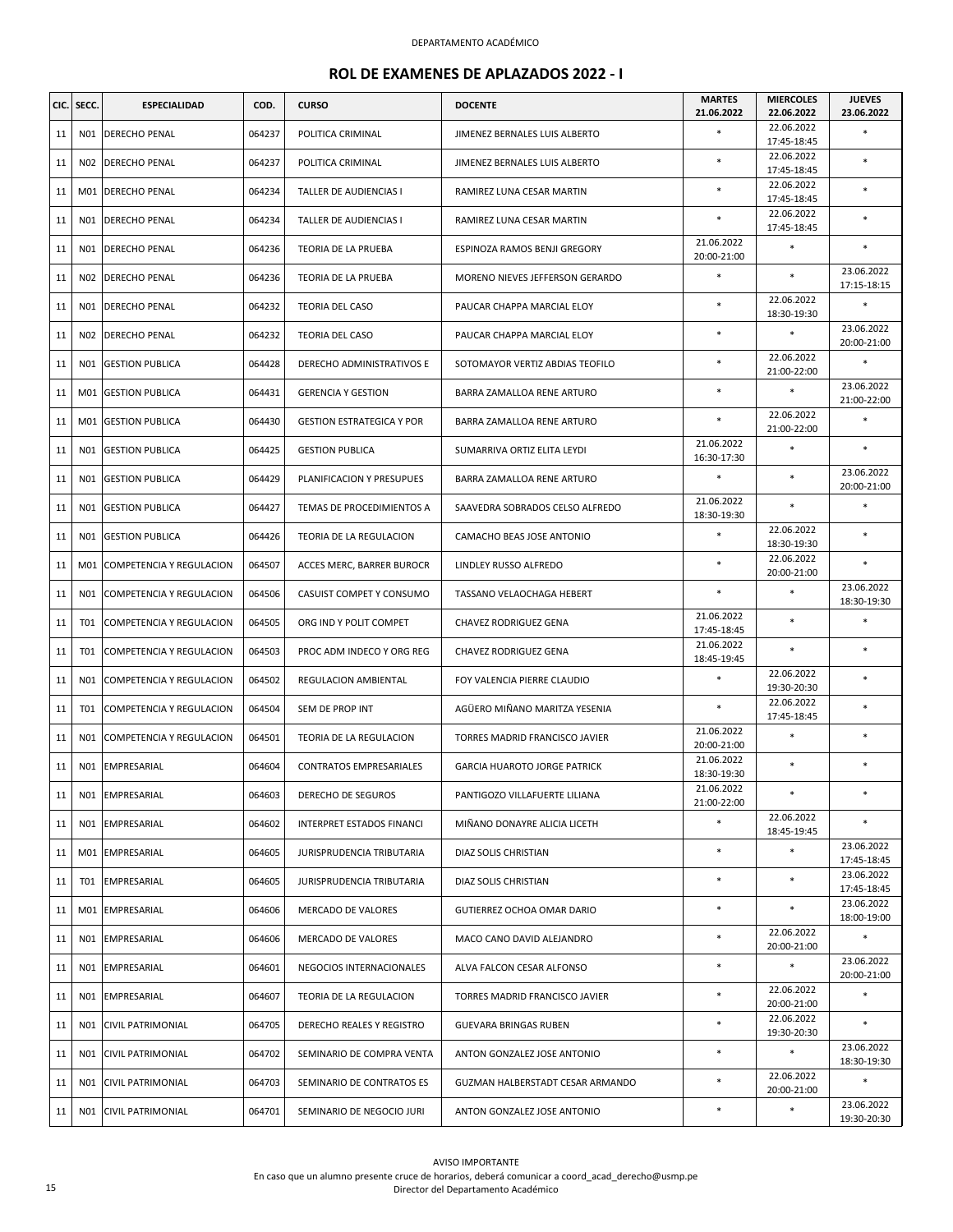DEPARTAMENTO ACADÉMICO

## ROL DE EXAMENES DE APLAZADOS 2022 - I

| CIC. | SECC. | ESPECIALIDAD | COD. | CURSO | DOCENTE | MARTES 21.06.2022 | MIERCOLES 22.06.2022 | JUEVES 23.06.2022 |
|---|---|---|---|---|---|---|---|---|
| 11 | N01 | DERECHO PENAL | 064237 | POLITICA CRIMINAL | JIMENEZ BERNALES LUIS ALBERTO | * | 22.06.2022 17:45-18:45 | * |
| 11 | N02 | DERECHO PENAL | 064237 | POLITICA CRIMINAL | JIMENEZ BERNALES LUIS ALBERTO | * | 22.06.2022 17:45-18:45 | * |
| 11 | M01 | DERECHO PENAL | 064234 | TALLER DE AUDIENCIAS I | RAMIREZ LUNA CESAR MARTIN | * | 22.06.2022 17:45-18:45 | * |
| 11 | N01 | DERECHO PENAL | 064234 | TALLER DE AUDIENCIAS I | RAMIREZ LUNA CESAR MARTIN | * | 22.06.2022 17:45-18:45 | * |
| 11 | N01 | DERECHO PENAL | 064236 | TEORIA DE LA PRUEBA | ESPINOZA RAMOS BENJI GREGORY | 21.06.2022 20:00-21:00 | * | * |
| 11 | N02 | DERECHO PENAL | 064236 | TEORIA DE LA PRUEBA | MORENO NIEVES JEFFERSON GERARDO | * | * | 23.06.2022 17:15-18:15 |
| 11 | N01 | DERECHO PENAL | 064232 | TEORIA DEL CASO | PAUCAR CHAPPA MARCIAL ELOY | * | 22.06.2022 18:30-19:30 | * |
| 11 | N02 | DERECHO PENAL | 064232 | TEORIA DEL CASO | PAUCAR CHAPPA MARCIAL ELOY | * | * | 23.06.2022 20:00-21:00 |
| 11 | N01 | GESTION PUBLICA | 064428 | DERECHO ADMINISTRATIVOS E | SOTOMAYOR VERTIZ ABDIAS TEOFILO | * | 22.06.2022 21:00-22:00 | * |
| 11 | M01 | GESTION PUBLICA | 064431 | GERENCIA Y GESTION | BARRA ZAMALLOA RENE ARTURO | * | * | 23.06.2022 21:00-22:00 |
| 11 | M01 | GESTION PUBLICA | 064430 | GESTION ESTRATEGICA Y POR | BARRA ZAMALLOA RENE ARTURO | * | 22.06.2022 21:00-22:00 | * |
| 11 | N01 | GESTION PUBLICA | 064425 | GESTION PUBLICA | SUMARRIVA ORTIZ ELITA LEYDI | 21.06.2022 16:30-17:30 | * | * |
| 11 | N01 | GESTION PUBLICA | 064429 | PLANIFICACION Y PRESUPUES | BARRA ZAMALLOA RENE ARTURO | * | * | 23.06.2022 20:00-21:00 |
| 11 | N01 | GESTION PUBLICA | 064427 | TEMAS DE PROCEDIMIENTOS A | SAAVEDRA SOBRADOS CELSO ALFREDO | 21.06.2022 18:30-19:30 | * | * |
| 11 | N01 | GESTION PUBLICA | 064426 | TEORIA DE LA REGULACION | CAMACHO BEAS JOSE ANTONIO | * | 22.06.2022 18:30-19:30 | * |
| 11 | M01 | COMPETENCIA Y REGULACION | 064507 | ACCES MERC, BARRER BUROCR | LINDLEY RUSSO ALFREDO | * | 22.06.2022 20:00-21:00 | * |
| 11 | N01 | COMPETENCIA Y REGULACION | 064506 | CASUIST COMPET Y CONSUMO | TASSANO VELAOCHAGA HEBERT | * | * | 23.06.2022 18:30-19:30 |
| 11 | T01 | COMPETENCIA Y REGULACION | 064505 | ORG IND Y POLIT COMPET | CHAVEZ RODRIGUEZ GENA | 21.06.2022 17:45-18:45 | * | * |
| 11 | T01 | COMPETENCIA Y REGULACION | 064503 | PROC ADM INDECO Y ORG REG | CHAVEZ RODRIGUEZ GENA | 21.06.2022 18:45-19:45 | * | * |
| 11 | N01 | COMPETENCIA Y REGULACION | 064502 | REGULACION AMBIENTAL | FOY VALENCIA PIERRE CLAUDIO | * | 22.06.2022 19:30-20:30 | * |
| 11 | T01 | COMPETENCIA Y REGULACION | 064504 | SEM DE PROP INT | AGÜERO MIÑANO MARITZA YESENIA | * | 22.06.2022 17:45-18:45 | * |
| 11 | N01 | COMPETENCIA Y REGULACION | 064501 | TEORIA DE LA REGULACION | TORRES MADRID FRANCISCO JAVIER | 21.06.2022 20:00-21:00 | * | * |
| 11 | N01 | EMPRESARIAL | 064604 | CONTRATOS EMPRESARIALES | GARCIA HUAROTO JORGE PATRICK | 21.06.2022 18:30-19:30 | * | * |
| 11 | N01 | EMPRESARIAL | 064603 | DERECHO DE SEGUROS | PANTIGOZO VILLAFUERTE LILIANA | 21.06.2022 21:00-22:00 | * | * |
| 11 | N01 | EMPRESARIAL | 064602 | INTERPRET ESTADOS FINANCI | MIÑANO DONAYRE ALICIA LICETH | * | 22.06.2022 18:45-19:45 | * |
| 11 | M01 | EMPRESARIAL | 064605 | JURISPRUDENCIA TRIBUTARIA | DIAZ SOLIS CHRISTIAN | * | * | 23.06.2022 17:45-18:45 |
| 11 | T01 | EMPRESARIAL | 064605 | JURISPRUDENCIA TRIBUTARIA | DIAZ SOLIS CHRISTIAN | * | * | 23.06.2022 17:45-18:45 |
| 11 | M01 | EMPRESARIAL | 064606 | MERCADO DE VALORES | GUTIERREZ OCHOA OMAR DARIO | * | * | 23.06.2022 18:00-19:00 |
| 11 | N01 | EMPRESARIAL | 064606 | MERCADO DE VALORES | MACO CANO DAVID ALEJANDRO | * | 22.06.2022 20:00-21:00 | * |
| 11 | N01 | EMPRESARIAL | 064601 | NEGOCIOS INTERNACIONALES | ALVA FALCON CESAR ALFONSO | * | * | 23.06.2022 20:00-21:00 |
| 11 | N01 | EMPRESARIAL | 064607 | TEORIA DE LA REGULACION | TORRES MADRID FRANCISCO JAVIER | * | 22.06.2022 20:00-21:00 | * |
| 11 | N01 | CIVIL PATRIMONIAL | 064705 | DERECHO REALES Y REGISTRO | GUEVARA BRINGAS RUBEN | * | 22.06.2022 19:30-20:30 | * |
| 11 | N01 | CIVIL PATRIMONIAL | 064702 | SEMINARIO DE COMPRA VENTA | ANTON GONZALEZ JOSE ANTONIO | * | * | 23.06.2022 18:30-19:30 |
| 11 | N01 | CIVIL PATRIMONIAL | 064703 | SEMINARIO DE CONTRATOS ES | GUZMAN HALBERSTADT CESAR ARMANDO | * | 22.06.2022 20:00-21:00 | * |
| 11 | N01 | CIVIL PATRIMONIAL | 064701 | SEMINARIO DE NEGOCIO JURI | ANTON GONZALEZ JOSE ANTONIO | * | * | 23.06.2022 19:30-20:30 |

AVISO IMPORTANTE

En caso que un alumno presente cruce de horarios, deberá comunicar a coord_acad_derecho@usmp.pe

Director del Departamento Académico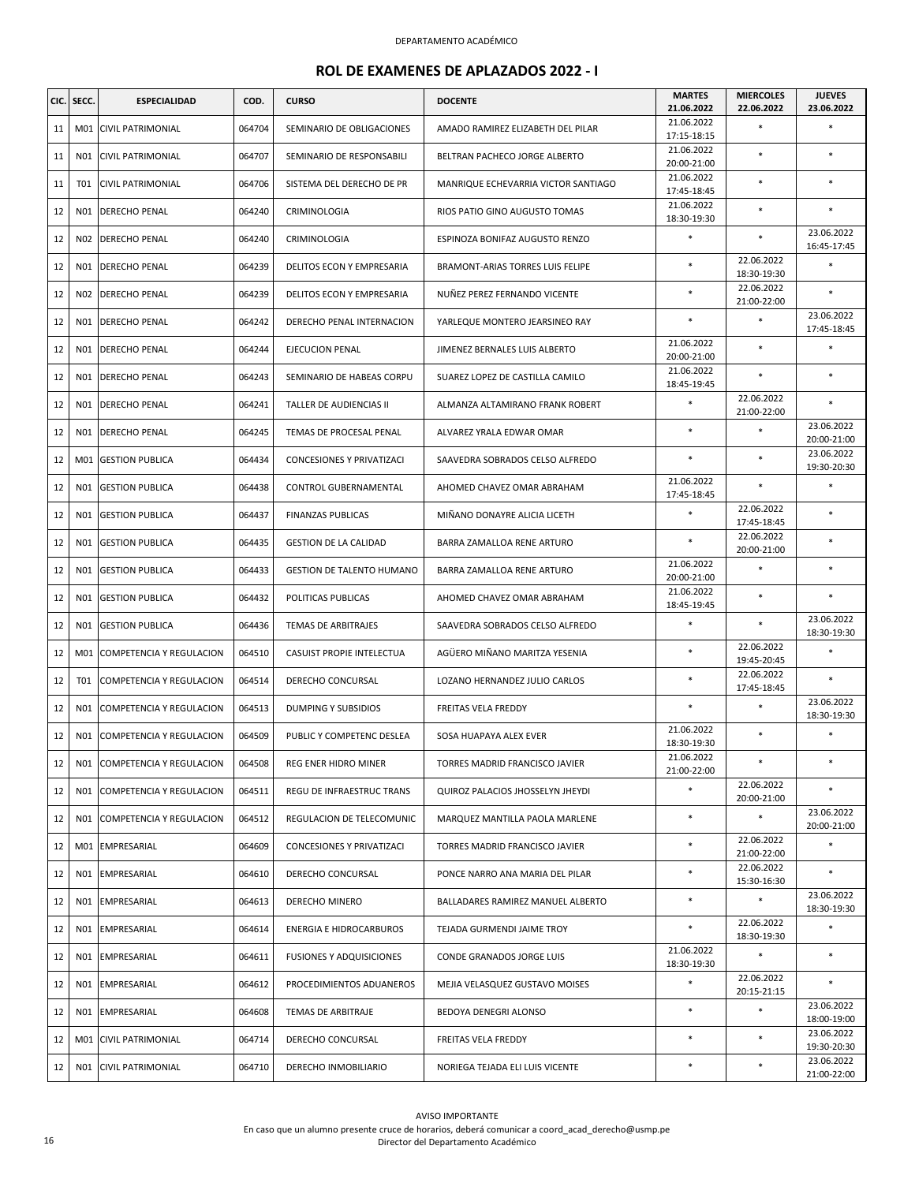DEPARTAMENTO ACADÉMICO

# ROL DE EXAMENES DE APLAZADOS 2022 - I

| CIC. | SECC. | ESPECIALIDAD | COD. | CURSO | DOCENTE | MARTES 21.06.2022 | MIERCOLES 22.06.2022 | JUEVES 23.06.2022 |
|---|---|---|---|---|---|---|---|---|
| 11 | M01 | CIVIL PATRIMONIAL | 064704 | SEMINARIO DE OBLIGACIONES | AMADO RAMIREZ ELIZABETH DEL PILAR | 21.06.2022 17:15-18:15 | * | * |
| 11 | N01 | CIVIL PATRIMONIAL | 064707 | SEMINARIO DE RESPONSABILI | BELTRAN PACHECO JORGE ALBERTO | 21.06.2022 20:00-21:00 | * | * |
| 11 | T01 | CIVIL PATRIMONIAL | 064706 | SISTEMA DEL DERECHO DE PR | MANRIQUE ECHEVARRIA VICTOR SANTIAGO | 21.06.2022 17:45-18:45 | * | * |
| 12 | N01 | DERECHO PENAL | 064240 | CRIMINOLOGIA | RIOS PATIO GINO AUGUSTO TOMAS | 21.06.2022 18:30-19:30 | * | * |
| 12 | N02 | DERECHO PENAL | 064240 | CRIMINOLOGIA | ESPINOZA BONIFAZ AUGUSTO RENZO | * | * | 23.06.2022 16:45-17:45 |
| 12 | N01 | DERECHO PENAL | 064239 | DELITOS ECON Y EMPRESARIA | BRAMONT-ARIAS TORRES LUIS FELIPE | * | 22.06.2022 18:30-19:30 | * |
| 12 | N02 | DERECHO PENAL | 064239 | DELITOS ECON Y EMPRESARIA | NUÑEZ PEREZ FERNANDO VICENTE | * | 22.06.2022 21:00-22:00 | * |
| 12 | N01 | DERECHO PENAL | 064242 | DERECHO PENAL INTERNACION | YARLEQUE MONTERO JEARSINEO RAY | * | * | 23.06.2022 17:45-18:45 |
| 12 | N01 | DERECHO PENAL | 064244 | EJECUCION PENAL | JIMENEZ BERNALES LUIS ALBERTO | 21.06.2022 20:00-21:00 | * | * |
| 12 | N01 | DERECHO PENAL | 064243 | SEMINARIO DE HABEAS CORPU | SUAREZ LOPEZ DE CASTILLA CAMILO | 21.06.2022 18:45-19:45 | * | * |
| 12 | N01 | DERECHO PENAL | 064241 | TALLER DE AUDIENCIAS II | ALMANZA ALTAMIRANO FRANK ROBERT | * | 22.06.2022 21:00-22:00 | * |
| 12 | N01 | DERECHO PENAL | 064245 | TEMAS DE PROCESAL PENAL | ALVAREZ YRALA EDWAR OMAR | * | * | 23.06.2022 20:00-21:00 |
| 12 | M01 | GESTION PUBLICA | 064434 | CONCESIONES Y PRIVATIZACI | SAAVEDRA SOBRADOS CELSO ALFREDO | * | * | 23.06.2022 19:30-20:30 |
| 12 | N01 | GESTION PUBLICA | 064438 | CONTROL GUBERNAMENTAL | AHOMED CHAVEZ OMAR ABRAHAM | 21.06.2022 17:45-18:45 | * | * |
| 12 | N01 | GESTION PUBLICA | 064437 | FINANZAS PUBLICAS | MIÑANO DONAYRE ALICIA LICETH | * | 22.06.2022 17:45-18:45 | * |
| 12 | N01 | GESTION PUBLICA | 064435 | GESTION DE LA CALIDAD | BARRA ZAMALLOA RENE ARTURO | * | 22.06.2022 20:00-21:00 | * |
| 12 | N01 | GESTION PUBLICA | 064433 | GESTION DE TALENTO HUMANO | BARRA ZAMALLOA RENE ARTURO | 21.06.2022 20:00-21:00 | * | * |
| 12 | N01 | GESTION PUBLICA | 064432 | POLITICAS PUBLICAS | AHOMED CHAVEZ OMAR ABRAHAM | 21.06.2022 18:45-19:45 | * | * |
| 12 | N01 | GESTION PUBLICA | 064436 | TEMAS DE ARBITRAJES | SAAVEDRA SOBRADOS CELSO ALFREDO | * | * | 23.06.2022 18:30-19:30 |
| 12 | M01 | COMPETENCIA Y REGULACION | 064510 | CASUIST PROPIE INTELECTUA | AGÜERO MIÑANO MARITZA YESENIA | * | 22.06.2022 19:45-20:45 | * |
| 12 | T01 | COMPETENCIA Y REGULACION | 064514 | DERECHO CONCURSAL | LOZANO HERNANDEZ JULIO CARLOS | * | 22.06.2022 17:45-18:45 | * |
| 12 | N01 | COMPETENCIA Y REGULACION | 064513 | DUMPING Y SUBSIDIOS | FREITAS VELA FREDDY | * | * | 23.06.2022 18:30-19:30 |
| 12 | N01 | COMPETENCIA Y REGULACION | 064509 | PUBLIC Y COMPETENC DESLEA | SOSA HUAPAYA ALEX EVER | 21.06.2022 18:30-19:30 | * | * |
| 12 | N01 | COMPETENCIA Y REGULACION | 064508 | REG ENER HIDRO MINER | TORRES MADRID FRANCISCO JAVIER | 21.06.2022 21:00-22:00 | * | * |
| 12 | N01 | COMPETENCIA Y REGULACION | 064511 | REGU DE INFRAESTRUC TRANS | QUIROZ PALACIOS JHOSSELYN JHEYDI | * | 22.06.2022 20:00-21:00 | * |
| 12 | N01 | COMPETENCIA Y REGULACION | 064512 | REGULACION DE TELECOMUNIC | MARQUEZ MANTILLA PAOLA MARLENE | * | * | 23.06.2022 20:00-21:00 |
| 12 | M01 | EMPRESARIAL | 064609 | CONCESIONES Y PRIVATIZACI | TORRES MADRID FRANCISCO JAVIER | * | 22.06.2022 21:00-22:00 | * |
| 12 | N01 | EMPRESARIAL | 064610 | DERECHO CONCURSAL | PONCE NARRO ANA MARIA DEL PILAR | * | 22.06.2022 15:30-16:30 | * |
| 12 | N01 | EMPRESARIAL | 064613 | DERECHO MINERO | BALLADARES RAMIREZ MANUEL ALBERTO | * | * | 23.06.2022 18:30-19:30 |
| 12 | N01 | EMPRESARIAL | 064614 | ENERGIA E HIDROCARBUROS | TEJADA GURMENDI JAIME TROY | * | 22.06.2022 18:30-19:30 | * |
| 12 | N01 | EMPRESARIAL | 064611 | FUSIONES Y ADQUISICIONES | CONDE GRANADOS JORGE LUIS | 21.06.2022 18:30-19:30 | * | * |
| 12 | N01 | EMPRESARIAL | 064612 | PROCEDIMIENTOS ADUANEROS | MEJIA VELASQUEZ GUSTAVO MOISES | * | 22.06.2022 20:15-21:15 | * |
| 12 | N01 | EMPRESARIAL | 064608 | TEMAS DE ARBITRAJE | BEDOYA DENEGRI ALONSO | * | * | 23.06.2022 18:00-19:00 |
| 12 | M01 | CIVIL PATRIMONIAL | 064714 | DERECHO CONCURSAL | FREITAS VELA FREDDY | * | * | 23.06.2022 19:30-20:30 |
| 12 | N01 | CIVIL PATRIMONIAL | 064710 | DERECHO INMOBILIARIO | NORIEGA TEJADA ELI LUIS VICENTE | * | * | 23.06.2022 21:00-22:00 |

AVISO IMPORTANTE
En caso que un alumno presente cruce de horarios, deberá comunicar a coord_acad_derecho@usmp.pe
Director del Departamento Académico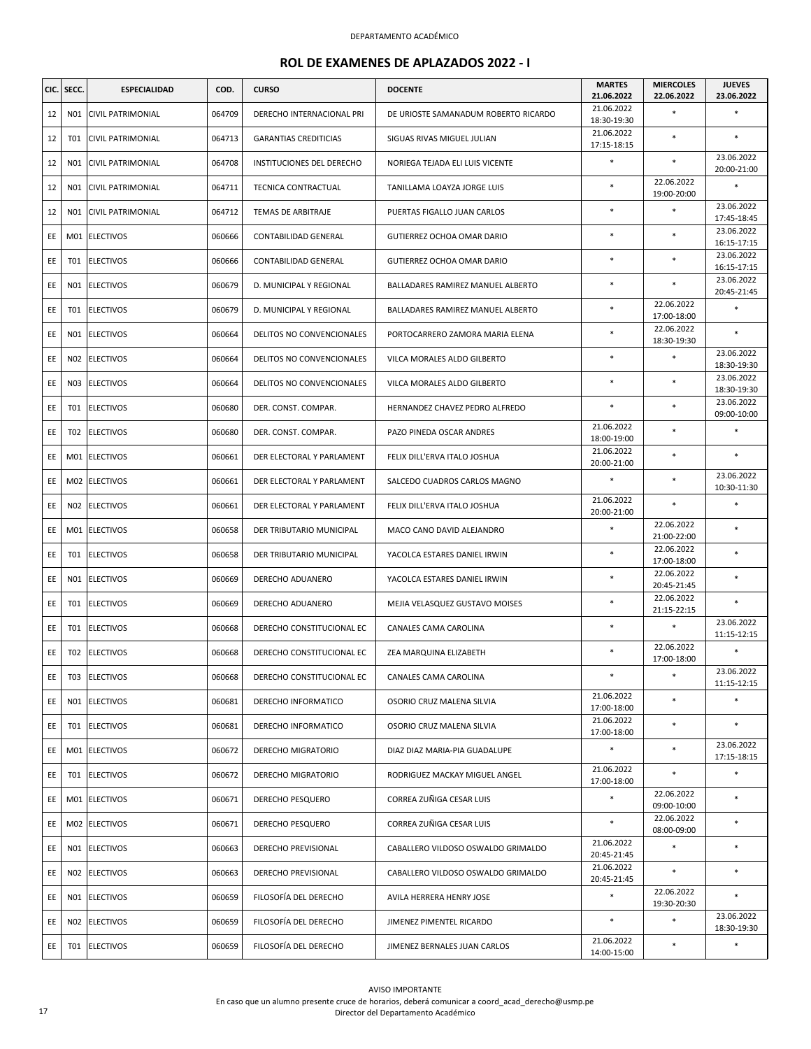DEPARTAMENTO ACADÉMICO

## ROL DE EXAMENES DE APLAZADOS 2022 - I

| CIC. | SECC. | ESPECIALIDAD | COD. | CURSO | DOCENTE | MARTES 21.06.2022 | MIERCOLES 22.06.2022 | JUEVES 23.06.2022 |
|---|---|---|---|---|---|---|---|---|
| 12 | N01 | CIVIL PATRIMONIAL | 064709 | DERECHO INTERNACIONAL PRI | DE URIOSTE SAMANADUM ROBERTO RICARDO | 21.06.2022 18:30-19:30 | * | * |
| 12 | T01 | CIVIL PATRIMONIAL | 064713 | GARANTIAS CREDITICIAS | SIGUAS RIVAS MIGUEL JULIAN | 21.06.2022 17:15-18:15 | * | * |
| 12 | N01 | CIVIL PATRIMONIAL | 064708 | INSTITUCIONES DEL DERECHO | NORIEGA TEJADA ELI LUIS VICENTE | * | * | 23.06.2022 20:00-21:00 |
| 12 | N01 | CIVIL PATRIMONIAL | 064711 | TECNICA CONTRACTUAL | TANILLAMA LOAYZA JORGE LUIS | * | 22.06.2022 19:00-20:00 | * |
| 12 | N01 | CIVIL PATRIMONIAL | 064712 | TEMAS DE ARBITRAJE | PUERTAS FIGALLO JUAN CARLOS | * | * | 23.06.2022 17:45-18:45 |
| EE | M01 | ELECTIVOS | 060666 | CONTABILIDAD GENERAL | GUTIERREZ OCHOA OMAR DARIO | * | * | 23.06.2022 16:15-17:15 |
| EE | T01 | ELECTIVOS | 060666 | CONTABILIDAD GENERAL | GUTIERREZ OCHOA OMAR DARIO | * | * | 23.06.2022 16:15-17:15 |
| EE | N01 | ELECTIVOS | 060679 | D. MUNICIPAL Y REGIONAL | BALLADARES RAMIREZ MANUEL ALBERTO | * | * | 23.06.2022 20:45-21:45 |
| EE | T01 | ELECTIVOS | 060679 | D. MUNICIPAL Y REGIONAL | BALLADARES RAMIREZ MANUEL ALBERTO | * | 22.06.2022 17:00-18:00 | * |
| EE | N01 | ELECTIVOS | 060664 | DELITOS NO CONVENCIONALES | PORTOCARRERO ZAMORA MARIA ELENA | * | 22.06.2022 18:30-19:30 | * |
| EE | N02 | ELECTIVOS | 060664 | DELITOS NO CONVENCIONALES | VILCA MORALES ALDO GILBERTO | * | * | 23.06.2022 18:30-19:30 |
| EE | N03 | ELECTIVOS | 060664 | DELITOS NO CONVENCIONALES | VILCA MORALES ALDO GILBERTO | * | * | 23.06.2022 18:30-19:30 |
| EE | T01 | ELECTIVOS | 060680 | DER. CONST. COMPAR. | HERNANDEZ CHAVEZ PEDRO ALFREDO | * | * | 23.06.2022 09:00-10:00 |
| EE | T02 | ELECTIVOS | 060680 | DER. CONST. COMPAR. | PAZO PINEDA OSCAR ANDRES | 21.06.2022 18:00-19:00 | * | * |
| EE | M01 | ELECTIVOS | 060661 | DER ELECTORAL Y PARLAMENT | FELIX DILL'ERVA ITALO JOSHUA | 21.06.2022 20:00-21:00 | * | * |
| EE | M02 | ELECTIVOS | 060661 | DER ELECTORAL Y PARLAMENT | SALCEDO CUADROS CARLOS MAGNO | * | * | 23.06.2022 10:30-11:30 |
| EE | N02 | ELECTIVOS | 060661 | DER ELECTORAL Y PARLAMENT | FELIX DILL'ERVA ITALO JOSHUA | 21.06.2022 20:00-21:00 | * | * |
| EE | M01 | ELECTIVOS | 060658 | DER TRIBUTARIO MUNICIPAL | MACO CANO DAVID ALEJANDRO | * | 22.06.2022 21:00-22:00 | * |
| EE | T01 | ELECTIVOS | 060658 | DER TRIBUTARIO MUNICIPAL | YACOLCA ESTARES DANIEL IRWIN | * | 22.06.2022 17:00-18:00 | * |
| EE | N01 | ELECTIVOS | 060669 | DERECHO ADUANERO | YACOLCA ESTARES DANIEL IRWIN | * | 22.06.2022 20:45-21:45 | * |
| EE | T01 | ELECTIVOS | 060669 | DERECHO ADUANERO | MEJIA VELASQUEZ GUSTAVO MOISES | * | 22.06.2022 21:15-22:15 | * |
| EE | T01 | ELECTIVOS | 060668 | DERECHO CONSTITUCIONAL EC | CANALES CAMA CAROLINA | * | * | 23.06.2022 11:15-12:15 |
| EE | T02 | ELECTIVOS | 060668 | DERECHO CONSTITUCIONAL EC | ZEA MARQUINA ELIZABETH | * | 22.06.2022 17:00-18:00 | * |
| EE | T03 | ELECTIVOS | 060668 | DERECHO CONSTITUCIONAL EC | CANALES CAMA CAROLINA | * | * | 23.06.2022 11:15-12:15 |
| EE | N01 | ELECTIVOS | 060681 | DERECHO INFORMATICO | OSORIO CRUZ MALENA SILVIA | 21.06.2022 17:00-18:00 | * | * |
| EE | T01 | ELECTIVOS | 060681 | DERECHO INFORMATICO | OSORIO CRUZ MALENA SILVIA | 21.06.2022 17:00-18:00 | * | * |
| EE | M01 | ELECTIVOS | 060672 | DERECHO MIGRATORIO | DIAZ DIAZ MARIA-PIA GUADALUPE | * | * | 23.06.2022 17:15-18:15 |
| EE | T01 | ELECTIVOS | 060672 | DERECHO MIGRATORIO | RODRIGUEZ MACKAY MIGUEL ANGEL | 21.06.2022 17:00-18:00 | * | * |
| EE | M01 | ELECTIVOS | 060671 | DERECHO PESQUERO | CORREA ZUÑIGA CESAR LUIS | * | 22.06.2022 09:00-10:00 | * |
| EE | M02 | ELECTIVOS | 060671 | DERECHO PESQUERO | CORREA ZUÑIGA CESAR LUIS | * | 22.06.2022 08:00-09:00 | * |
| EE | N01 | ELECTIVOS | 060663 | DERECHO PREVISIONAL | CABALLERO VILDOSO OSWALDO GRIMALDO | 21.06.2022 20:45-21:45 | * | * |
| EE | N02 | ELECTIVOS | 060663 | DERECHO PREVISIONAL | CABALLERO VILDOSO OSWALDO GRIMALDO | 21.06.2022 20:45-21:45 | * | * |
| EE | N01 | ELECTIVOS | 060659 | FILOSOFÍA DEL DERECHO | AVILA HERRERA HENRY JOSE | * | 22.06.2022 19:30-20:30 | * |
| EE | N02 | ELECTIVOS | 060659 | FILOSOFÍA DEL DERECHO | JIMENEZ PIMENTEL RICARDO | * | * | 23.06.2022 18:30-19:30 |
| EE | T01 | ELECTIVOS | 060659 | FILOSOFÍA DEL DERECHO | JIMENEZ BERNALES JUAN CARLOS | 21.06.2022 14:00-15:00 | * | * |

AVISO IMPORTANTE

En caso que un alumno presente cruce de horarios, deberá comunicar a coord_acad_derecho@usmp.pe

Director del Departamento Académico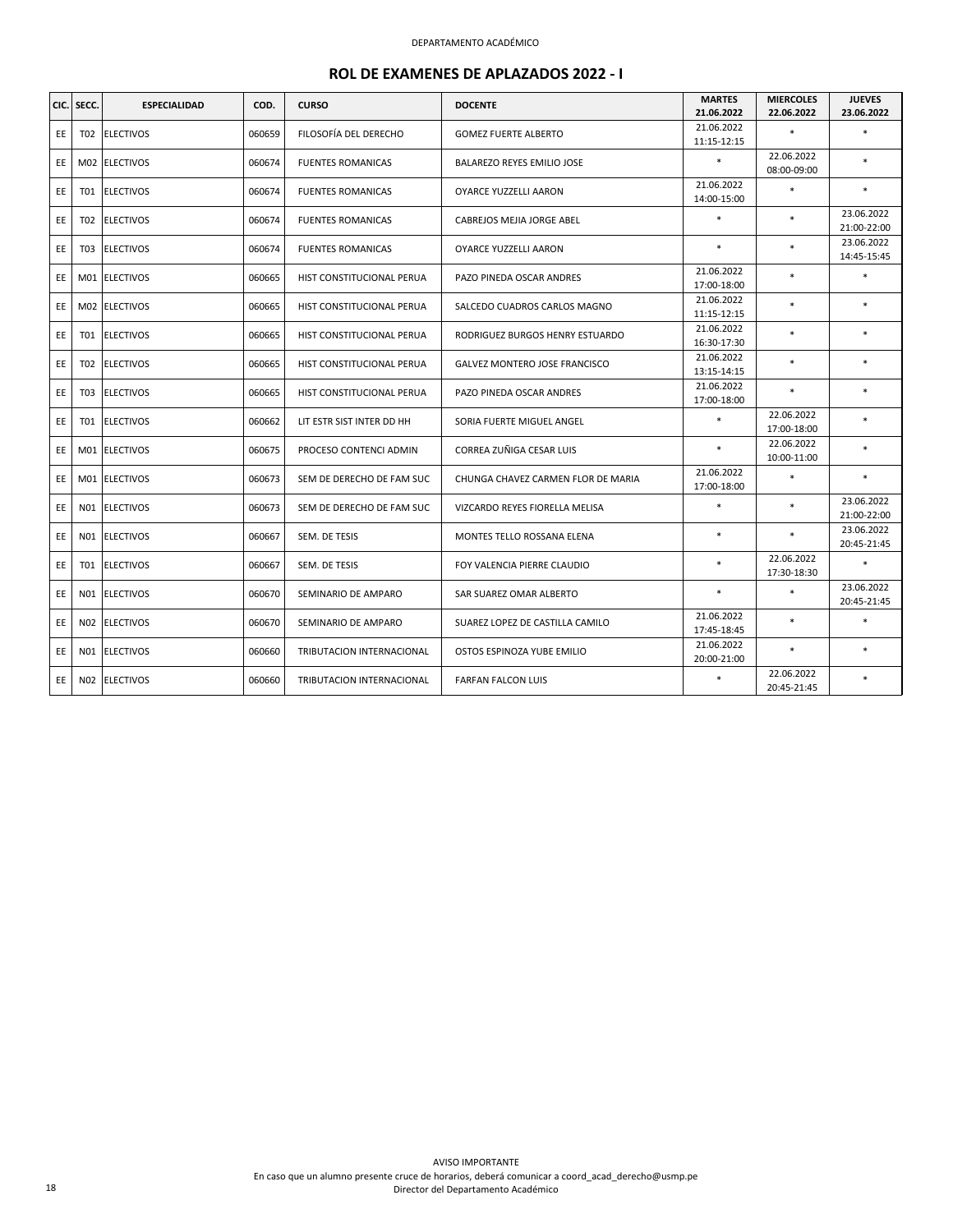DEPARTAMENTO ACADÉMICO

# ROL DE EXAMENES DE APLAZADOS 2022 - I

| CIC. | SECC. | ESPECIALIDAD | COD. | CURSO | DOCENTE | MARTES 21.06.2022 | MIERCOLES 22.06.2022 | JUEVES 23.06.2022 |
|---|---|---|---|---|---|---|---|---|
| EE | T02 | ELECTIVOS | 060659 | FILOSOFÍA DEL DERECHO | GOMEZ FUERTE ALBERTO | 21.06.2022 11:15-12:15 | * | * |
| EE | M02 | ELECTIVOS | 060674 | FUENTES ROMANICAS | BALAREZO REYES EMILIO JOSE | * | 22.06.2022 08:00-09:00 | * |
| EE | T01 | ELECTIVOS | 060674 | FUENTES ROMANICAS | OYARCE YUZZELLI AARON | 21.06.2022 14:00-15:00 | * | * |
| EE | T02 | ELECTIVOS | 060674 | FUENTES ROMANICAS | CABREJOS MEJIA JORGE ABEL | * | * | 23.06.2022 21:00-22:00 |
| EE | T03 | ELECTIVOS | 060674 | FUENTES ROMANICAS | OYARCE YUZZELLI AARON | * | * | 23.06.2022 14:45-15:45 |
| EE | M01 | ELECTIVOS | 060665 | HIST CONSTITUCIONAL PERUA | PAZO PINEDA OSCAR ANDRES | 21.06.2022 17:00-18:00 | * | * |
| EE | M02 | ELECTIVOS | 060665 | HIST CONSTITUCIONAL PERUA | SALCEDO CUADROS CARLOS MAGNO | 21.06.2022 11:15-12:15 | * | * |
| EE | T01 | ELECTIVOS | 060665 | HIST CONSTITUCIONAL PERUA | RODRIGUEZ BURGOS HENRY ESTUARDO | 21.06.2022 16:30-17:30 | * | * |
| EE | T02 | ELECTIVOS | 060665 | HIST CONSTITUCIONAL PERUA | GALVEZ MONTERO JOSE FRANCISCO | 21.06.2022 13:15-14:15 | * | * |
| EE | T03 | ELECTIVOS | 060665 | HIST CONSTITUCIONAL PERUA | PAZO PINEDA OSCAR ANDRES | 21.06.2022 17:00-18:00 | * | * |
| EE | T01 | ELECTIVOS | 060662 | LIT ESTR SIST INTER DD HH | SORIA FUERTE MIGUEL ANGEL | * | 22.06.2022 17:00-18:00 | * |
| EE | M01 | ELECTIVOS | 060675 | PROCESO CONTENCI ADMIN | CORREA ZUÑIGA CESAR LUIS | * | 22.06.2022 10:00-11:00 | * |
| EE | M01 | ELECTIVOS | 060673 | SEM DE DERECHO DE FAM SUC | CHUNGA CHAVEZ CARMEN FLOR DE MARIA | 21.06.2022 17:00-18:00 | * | * |
| EE | N01 | ELECTIVOS | 060673 | SEM DE DERECHO DE FAM SUC | VIZCARDO REYES FIORELLA MELISA | * | * | 23.06.2022 21:00-22:00 |
| EE | N01 | ELECTIVOS | 060667 | SEM. DE TESIS | MONTES TELLO ROSSANA ELENA | * | * | 23.06.2022 20:45-21:45 |
| EE | T01 | ELECTIVOS | 060667 | SEM. DE TESIS | FOY VALENCIA PIERRE CLAUDIO | * | 22.06.2022 17:30-18:30 | * |
| EE | N01 | ELECTIVOS | 060670 | SEMINARIO DE AMPARO | SAR SUAREZ OMAR ALBERTO | * | * | 23.06.2022 20:45-21:45 |
| EE | N02 | ELECTIVOS | 060670 | SEMINARIO DE AMPARO | SUAREZ LOPEZ DE CASTILLA CAMILO | 21.06.2022 17:45-18:45 | * | * |
| EE | N01 | ELECTIVOS | 060660 | TRIBUTACION INTERNACIONAL | OSTOS ESPINOZA YUBE EMILIO | 21.06.2022 20:00-21:00 | * | * |
| EE | N02 | ELECTIVOS | 060660 | TRIBUTACION INTERNACIONAL | FARFAN FALCON LUIS | * | 22.06.2022 20:45-21:45 | * |

AVISO IMPORTANTE

En caso que un alumno presente cruce de horarios, deberá comunicar a coord_acad_derecho@usmp.pe

Director del Departamento Académico